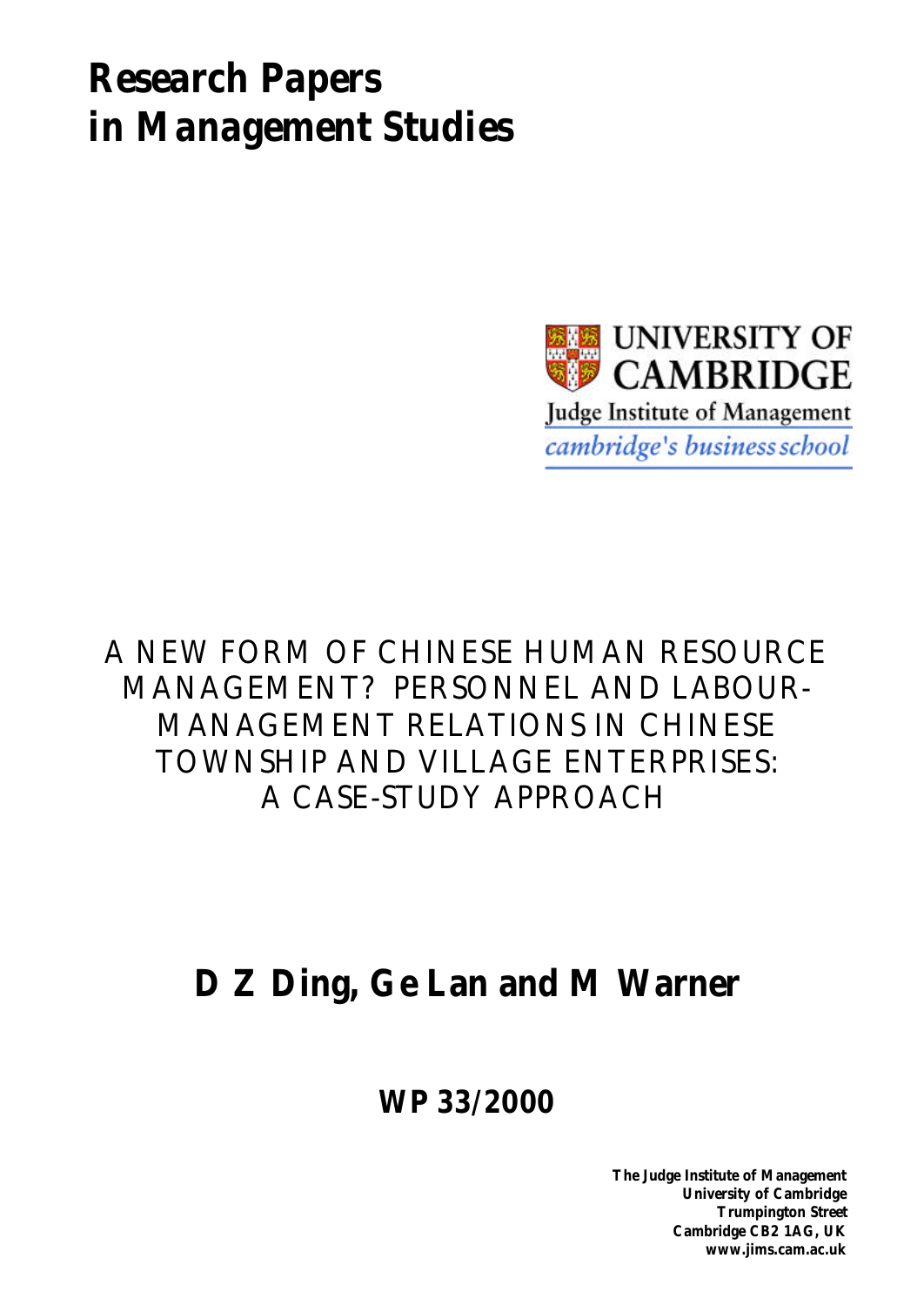# Research Papers in Management Studies

UNIVERSITY OF CAMBRIDGE

Judge Institute of Management

*cambridge's business school*

## A NEW FORM OF CHINESE HUMAN RESOURCE MANAGEMENT? PERSONNEL AND LABOUR-MANAGEMENT RELATIONS IN CHINESE TOWNSHIP AND VILLAGE ENTERPRISES: A CASE-STUDY APPROACH

**D Z Ding, Ge Lan and M Warner**

**WP 33/2000**

**The Judge Institute of Management**
**University of Cambridge**
**Trumpington Street**
**Cambridge CB2 1AG, UK**
**www.jims.cam.ac.uk**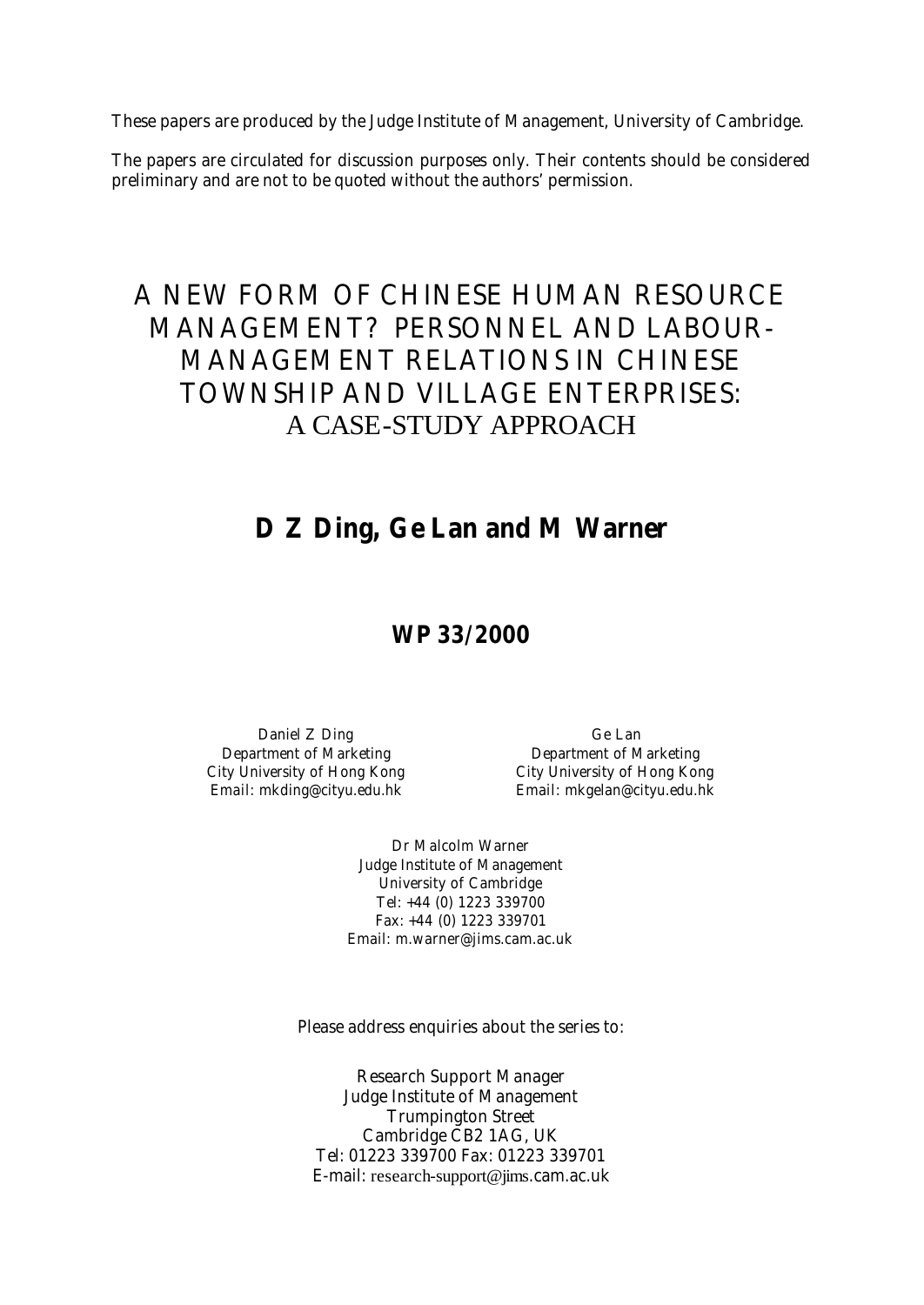These papers are produced by the Judge Institute of Management, University of Cambridge.

The papers are circulated for discussion purposes only. Their contents should be considered preliminary and are not to be quoted without the authors' permission.

# A NEW FORM OF CHINESE HUMAN RESOURCE MANAGEMENT? PERSONNEL AND LABOUR-MANAGEMENT RELATIONS IN CHINESE TOWNSHIP AND VILLAGE ENTERPRISES: A CASE-STUDY APPROACH

## D Z Ding, Ge Lan and M Warner

### WP 33/2000

Daniel Z Ding
Department of Marketing
City University of Hong Kong
Email: mkding@cityu.edu.hk

Ge Lan
Department of Marketing
City University of Hong Kong
Email: mkgelan@cityu.edu.hk

Dr Malcolm Warner
Judge Institute of Management
University of Cambridge
Tel: +44 (0) 1223 339700
Fax: +44 (0) 1223 339701
Email: m.warner@jims.cam.ac.uk

Please address enquiries about the series to:

Research Support Manager
Judge Institute of Management
Trumpington Street
Cambridge CB2 1AG, UK
Tel: 01223 339700 Fax: 01223 339701
E-mail: research-support@jims.cam.ac.uk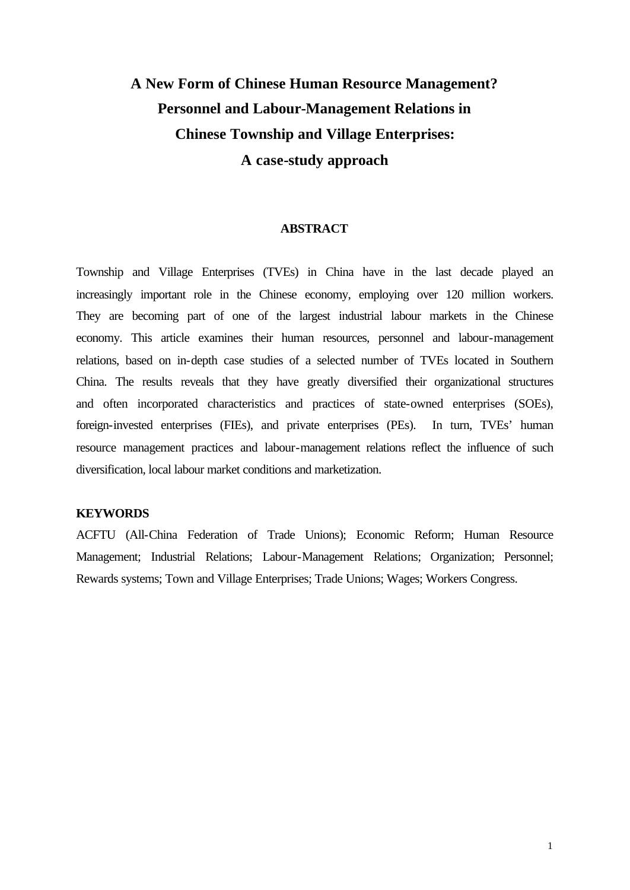# A New Form of Chinese Human Resource Management? Personnel and Labour-Management Relations in Chinese Township and Village Enterprises: A case-study approach

## ABSTRACT

Township and Village Enterprises (TVEs) in China have in the last decade played an increasingly important role in the Chinese economy, employing over 120 million workers. They are becoming part of one of the largest industrial labour markets in the Chinese economy. This article examines their human resources, personnel and labour-management relations, based on in-depth case studies of a selected number of TVEs located in Southern China. The results reveals that they have greatly diversified their organizational structures and often incorporated characteristics and practices of state-owned enterprises (SOEs), foreign-invested enterprises (FIEs), and private enterprises (PEs). In turn, TVEs' human resource management practices and labour-management relations reflect the influence of such diversification, local labour market conditions and marketization.

## KEYWORDS

ACFTU (All-China Federation of Trade Unions); Economic Reform; Human Resource Management; Industrial Relations; Labour-Management Relations; Organization; Personnel; Rewards systems; Town and Village Enterprises; Trade Unions; Wages; Workers Congress.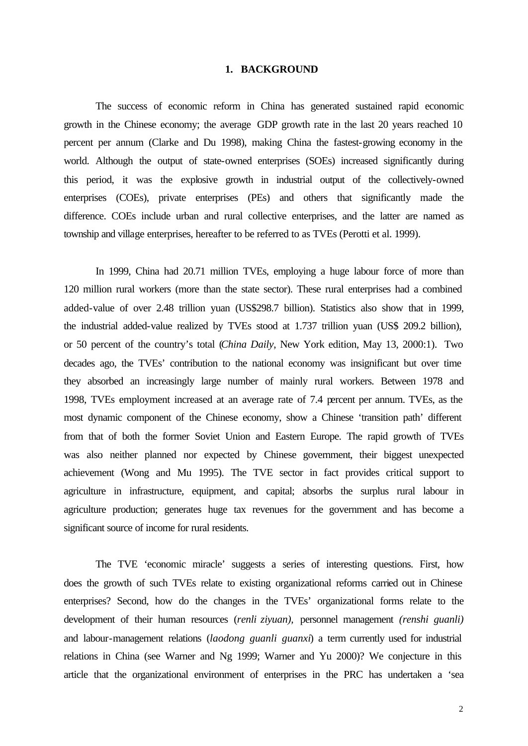## 1. BACKGROUND

The success of economic reform in China has generated sustained rapid economic growth in the Chinese economy; the average GDP growth rate in the last 20 years reached 10 percent per annum (Clarke and Du 1998), making China the fastest-growing economy in the world. Although the output of state-owned enterprises (SOEs) increased significantly during this period, it was the explosive growth in industrial output of the collectively-owned enterprises (COEs), private enterprises (PEs) and others that significantly made the difference. COEs include urban and rural collective enterprises, and the latter are named as township and village enterprises, hereafter to be referred to as TVEs (Perotti et al. 1999).

In 1999, China had 20.71 million TVEs, employing a huge labour force of more than 120 million rural workers (more than the state sector). These rural enterprises had a combined added-value of over 2.48 trillion yuan (US$298.7 billion). Statistics also show that in 1999, the industrial added-value realized by TVEs stood at 1.737 trillion yuan (US$ 209.2 billion), or 50 percent of the country's total (*China Daily*, New York edition, May 13, 2000:1). Two decades ago, the TVEs' contribution to the national economy was insignificant but over time they absorbed an increasingly large number of mainly rural workers. Between 1978 and 1998, TVEs employment increased at an average rate of 7.4 percent per annum. TVEs, as the most dynamic component of the Chinese economy, show a Chinese 'transition path' different from that of both the former Soviet Union and Eastern Europe. The rapid growth of TVEs was also neither planned nor expected by Chinese government, their biggest unexpected achievement (Wong and Mu 1995). The TVE sector in fact provides critical support to agriculture in infrastructure, equipment, and capital; absorbs the surplus rural labour in agriculture production; generates huge tax revenues for the government and has become a significant source of income for rural residents.

The TVE 'economic miracle' suggests a series of interesting questions. First, how does the growth of such TVEs relate to existing organizational reforms carried out in Chinese enterprises? Second, how do the changes in the TVEs' organizational forms relate to the development of their human resources (*renli ziyuan)*, personnel management *(renshi guanli)* and labour-management relations (*laodong guanli guanxi*) a term currently used for industrial relations in China (see Warner and Ng 1999; Warner and Yu 2000)? We conjecture in this article that the organizational environment of enterprises in the PRC has undertaken a 'sea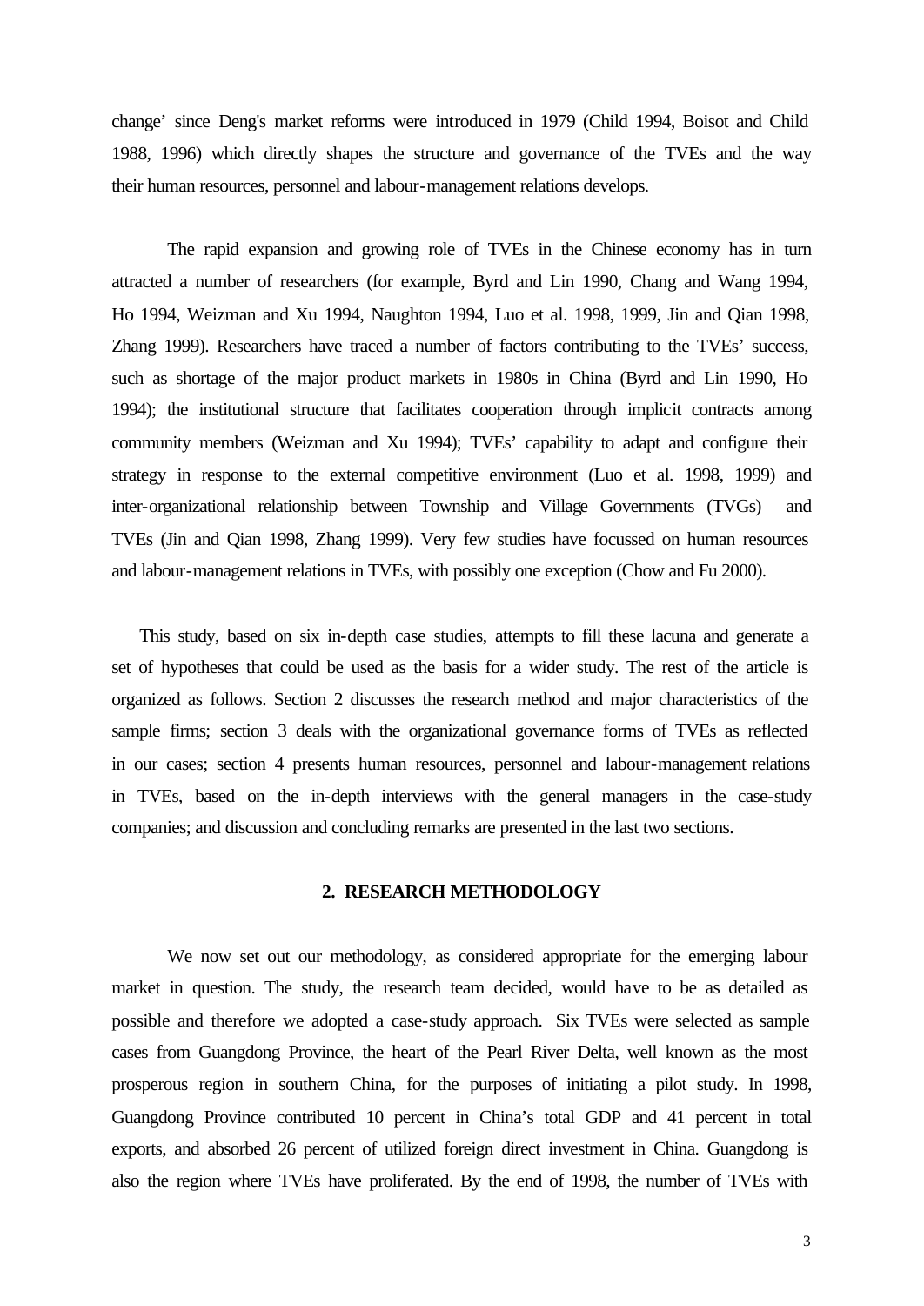change' since Deng's market reforms were introduced in 1979 (Child 1994, Boisot and Child 1988, 1996) which directly shapes the structure and governance of the TVEs and the way their human resources, personnel and labour-management relations develops.

The rapid expansion and growing role of TVEs in the Chinese economy has in turn attracted a number of researchers (for example, Byrd and Lin 1990, Chang and Wang 1994, Ho 1994, Weizman and Xu 1994, Naughton 1994, Luo et al. 1998, 1999, Jin and Qian 1998, Zhang 1999). Researchers have traced a number of factors contributing to the TVEs' success, such as shortage of the major product markets in 1980s in China (Byrd and Lin 1990, Ho 1994); the institutional structure that facilitates cooperation through implicit contracts among community members (Weizman and Xu 1994); TVEs' capability to adapt and configure their strategy in response to the external competitive environment (Luo et al. 1998, 1999) and inter-organizational relationship between Township and Village Governments (TVGs) and TVEs (Jin and Qian 1998, Zhang 1999). Very few studies have focussed on human resources and labour-management relations in TVEs, with possibly one exception (Chow and Fu 2000).

This study, based on six in-depth case studies, attempts to fill these lacuna and generate a set of hypotheses that could be used as the basis for a wider study. The rest of the article is organized as follows. Section 2 discusses the research method and major characteristics of the sample firms; section 3 deals with the organizational governance forms of TVEs as reflected in our cases; section 4 presents human resources, personnel and labour-management relations in TVEs, based on the in-depth interviews with the general managers in the case-study companies; and discussion and concluding remarks are presented in the last two sections.

## 2. RESEARCH METHODOLOGY

We now set out our methodology, as considered appropriate for the emerging labour market in question. The study, the research team decided, would have to be as detailed as possible and therefore we adopted a case-study approach. Six TVEs were selected as sample cases from Guangdong Province, the heart of the Pearl River Delta, well known as the most prosperous region in southern China, for the purposes of initiating a pilot study. In 1998, Guangdong Province contributed 10 percent in China's total GDP and 41 percent in total exports, and absorbed 26 percent of utilized foreign direct investment in China. Guangdong is also the region where TVEs have proliferated. By the end of 1998, the number of TVEs with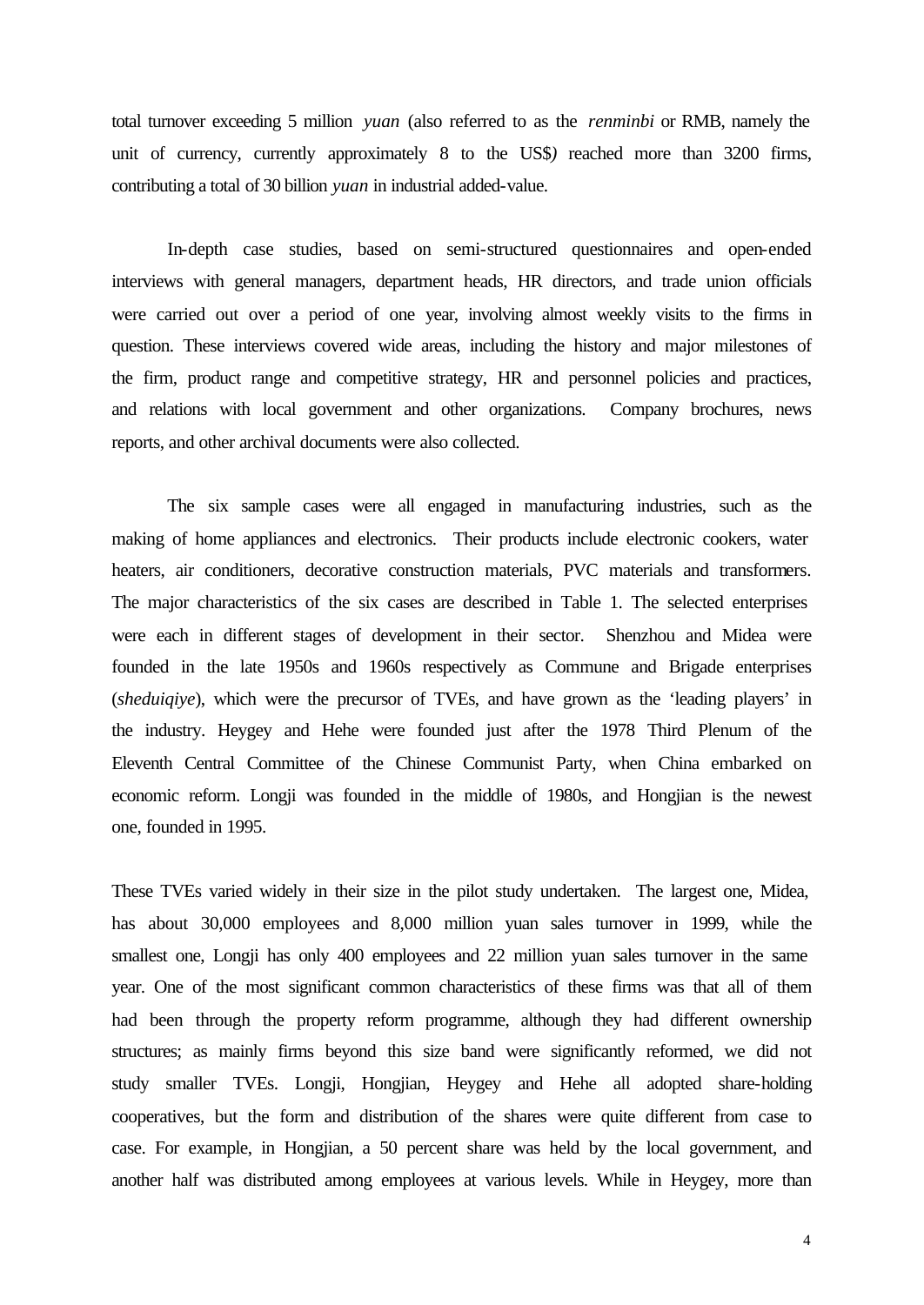total turnover exceeding 5 million *yuan* (also referred to as the *renminbi* or RMB, namely the unit of currency, currently approximately 8 to the US$*)* reached more than 3200 firms, contributing a total of 30 billion *yuan* in industrial added-value.

In-depth case studies, based on semi-structured questionnaires and open-ended interviews with general managers, department heads, HR directors, and trade union officials were carried out over a period of one year, involving almost weekly visits to the firms in question. These interviews covered wide areas, including the history and major milestones of the firm, product range and competitive strategy, HR and personnel policies and practices, and relations with local government and other organizations. Company brochures, news reports, and other archival documents were also collected.

The six sample cases were all engaged in manufacturing industries, such as the making of home appliances and electronics. Their products include electronic cookers, water heaters, air conditioners, decorative construction materials, PVC materials and transformers. The major characteristics of the six cases are described in Table 1. The selected enterprises were each in different stages of development in their sector. Shenzhou and Midea were founded in the late 1950s and 1960s respectively as Commune and Brigade enterprises (*sheduiqiye*), which were the precursor of TVEs, and have grown as the 'leading players' in the industry. Heygey and Hehe were founded just after the 1978 Third Plenum of the Eleventh Central Committee of the Chinese Communist Party, when China embarked on economic reform. Longji was founded in the middle of 1980s, and Hongjian is the newest one, founded in 1995.

These TVEs varied widely in their size in the pilot study undertaken. The largest one, Midea, has about 30,000 employees and 8,000 million yuan sales turnover in 1999, while the smallest one, Longji has only 400 employees and 22 million yuan sales turnover in the same year. One of the most significant common characteristics of these firms was that all of them had been through the property reform programme, although they had different ownership structures; as mainly firms beyond this size band were significantly reformed, we did not study smaller TVEs. Longji, Hongjian, Heygey and Hehe all adopted share-holding cooperatives, but the form and distribution of the shares were quite different from case to case. For example, in Hongjian, a 50 percent share was held by the local government, and another half was distributed among employees at various levels. While in Heygey, more than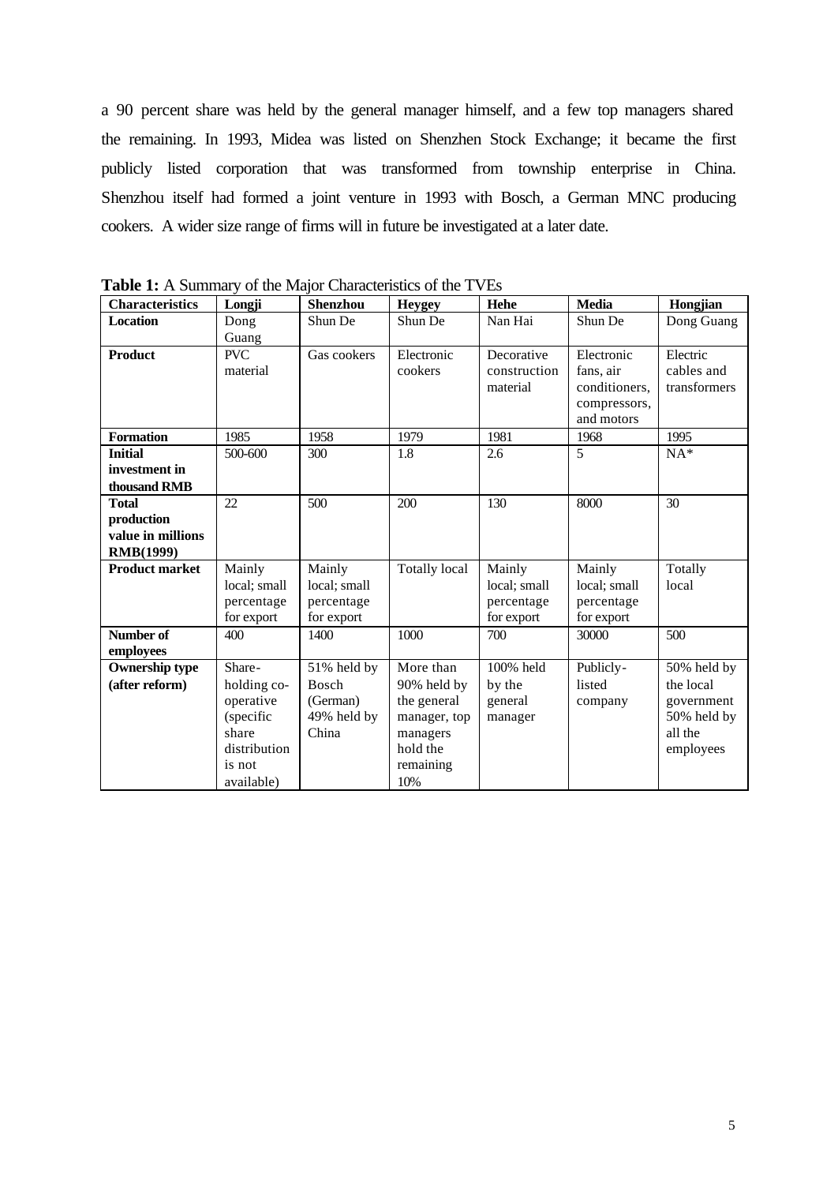a 90 percent share was held by the general manager himself, and a few top managers shared the remaining. In 1993, Midea was listed on Shenzhen Stock Exchange; it became the first publicly listed corporation that was transformed from township enterprise in China. Shenzhou itself had formed a joint venture in 1993 with Bosch, a German MNC producing cookers. A wider size range of firms will in future be investigated at a later date.

**Table 1:** A Summary of the Major Characteristics of the TVEs

| **Characteristics** | **Longji** | **Shenzhou** | **Heygey** | **Hehe** | **Media** | **Hongjian** |
|---|---|---|---|---|---|---|
| **Location** | Dong Guang | Shun De | Shun De | Nan Hai | Shun De | Dong Guang |
| **Product** | PVC material | Gas cookers | Electronic cookers | Decorative construction material | Electronic fans, air conditioners, compressors, and motors | Electric cables and transformers |
| **Formation** | 1985 | 1958 | 1979 | 1981 | 1968 | 1995 |
| **Initial investment in thousand RMB** | 500-600 | 300 | 1.8 | 2.6 | 5 | NA* |
| **Total production value in millions RMB(1999)** | 22 | 500 | 200 | 130 | 8000 | 30 |
| **Product market** | Mainly local; small percentage for export | Mainly local; small percentage for export | Totally local | Mainly local; small percentage for export | Mainly local; small percentage for export | Totally local |
| **Number of employees** | 400 | 1400 | 1000 | 700 | 30000 | 500 |
| **Ownership type (after reform)** | Share-holding co-operative (specific share distribution is not available) | 51% held by Bosch (German) 49% held by China | More than 90% held by the general manager, top managers hold the remaining 10% | 100% held by the general manager | Publicly-listed company | 50% held by the local government 50% held by all the employees |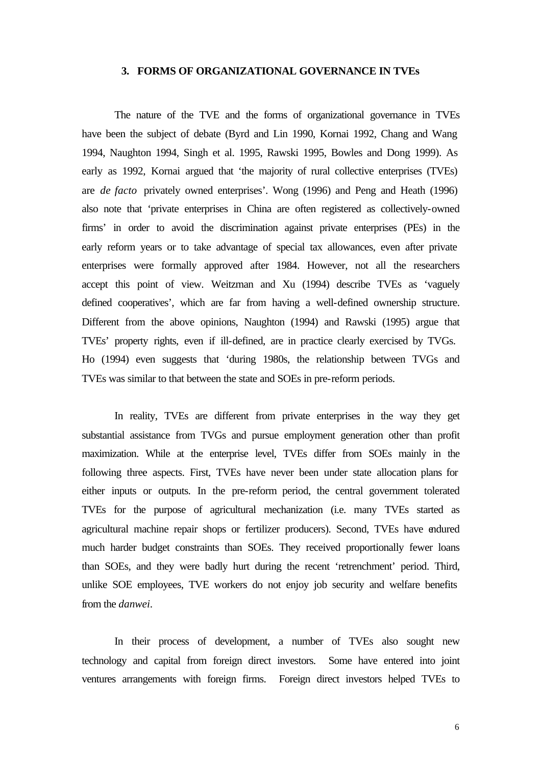## 3. FORMS OF ORGANIZATIONAL GOVERNANCE IN TVEs

The nature of the TVE and the forms of organizational governance in TVEs have been the subject of debate (Byrd and Lin 1990, Kornai 1992, Chang and Wang 1994, Naughton 1994, Singh et al. 1995, Rawski 1995, Bowles and Dong 1999). As early as 1992, Kornai argued that 'the majority of rural collective enterprises (TVEs) are *de facto* privately owned enterprises'. Wong (1996) and Peng and Heath (1996) also note that 'private enterprises in China are often registered as collectively-owned firms' in order to avoid the discrimination against private enterprises (PEs) in the early reform years or to take advantage of special tax allowances, even after private enterprises were formally approved after 1984. However, not all the researchers accept this point of view. Weitzman and Xu (1994) describe TVEs as 'vaguely defined cooperatives', which are far from having a well-defined ownership structure. Different from the above opinions, Naughton (1994) and Rawski (1995) argue that TVEs' property rights, even if ill-defined, are in practice clearly exercised by TVGs. Ho (1994) even suggests that 'during 1980s, the relationship between TVGs and TVEs was similar to that between the state and SOEs in pre-reform periods.

In reality, TVEs are different from private enterprises in the way they get substantial assistance from TVGs and pursue employment generation other than profit maximization. While at the enterprise level, TVEs differ from SOEs mainly in the following three aspects. First, TVEs have never been under state allocation plans for either inputs or outputs. In the pre-reform period, the central government tolerated TVEs for the purpose of agricultural mechanization (i.e. many TVEs started as agricultural machine repair shops or fertilizer producers). Second, TVEs have endured much harder budget constraints than SOEs. They received proportionally fewer loans than SOEs, and they were badly hurt during the recent 'retrenchment' period. Third, unlike SOE employees, TVE workers do not enjoy job security and welfare benefits from the *danwei*.

In their process of development, a number of TVEs also sought new technology and capital from foreign direct investors. Some have entered into joint ventures arrangements with foreign firms. Foreign direct investors helped TVEs to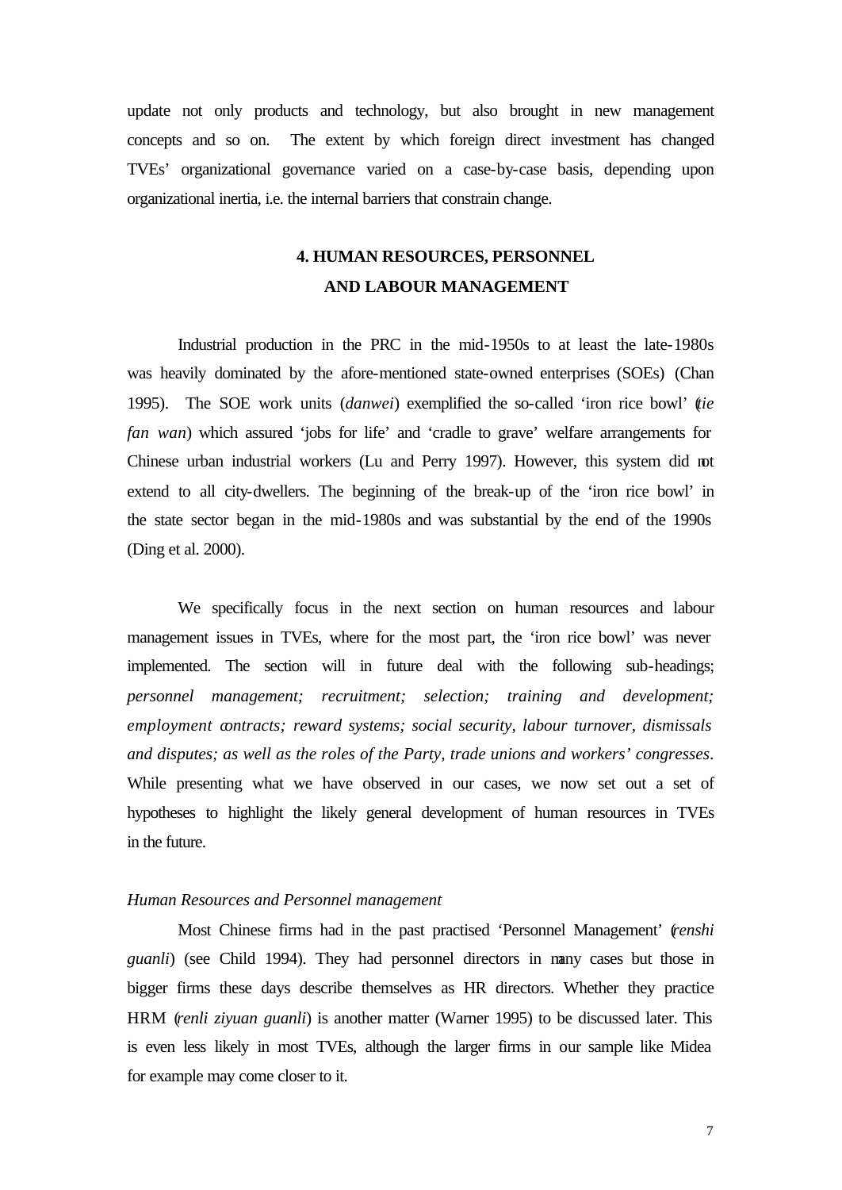update not only products and technology, but also brought in new management concepts and so on. The extent by which foreign direct investment has changed TVEs' organizational governance varied on a case-by-case basis, depending upon organizational inertia, i.e. the internal barriers that constrain change.

## 4. HUMAN RESOURCES, PERSONNEL AND LABOUR MANAGEMENT

Industrial production in the PRC in the mid-1950s to at least the late-1980s was heavily dominated by the afore-mentioned state-owned enterprises (SOEs) (Chan 1995). The SOE work units (*danwei*) exemplified the so-called 'iron rice bowl' (*tie fan wan*) which assured 'jobs for life' and 'cradle to grave' welfare arrangements for Chinese urban industrial workers (Lu and Perry 1997). However, this system did not extend to all city-dwellers. The beginning of the break-up of the 'iron rice bowl' in the state sector began in the mid-1980s and was substantial by the end of the 1990s (Ding et al. 2000).

We specifically focus in the next section on human resources and labour management issues in TVEs, where for the most part, the 'iron rice bowl' was never implemented. The section will in future deal with the following sub-headings; *personnel management; recruitment; selection; training and development; employment contracts; reward systems; social security, labour turnover, dismissals and disputes; as well as the roles of the Party, trade unions and workers' congresses*. While presenting what we have observed in our cases, we now set out a set of hypotheses to highlight the likely general development of human resources in TVEs in the future.

*Human Resources and Personnel management*

Most Chinese firms had in the past practised 'Personnel Management' (*renshi guanli*) (see Child 1994). They had personnel directors in many cases but those in bigger firms these days describe themselves as HR directors. Whether they practice HRM (*renli ziyuan guanli*) is another matter (Warner 1995) to be discussed later. This is even less likely in most TVEs, although the larger firms in our sample like Midea for example may come closer to it.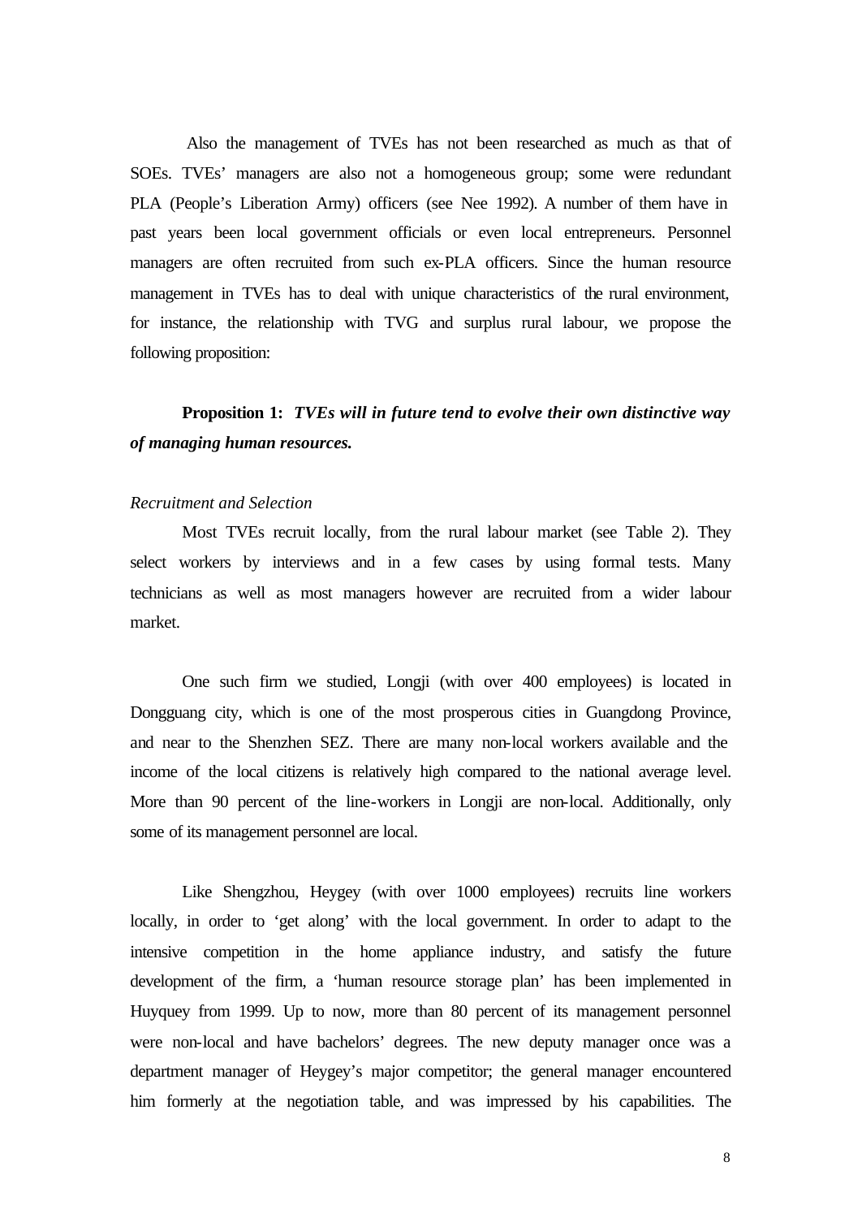Also the management of TVEs has not been researched as much as that of SOEs. TVEs' managers are also not a homogeneous group; some were redundant PLA (People's Liberation Army) officers (see Nee 1992). A number of them have in past years been local government officials or even local entrepreneurs. Personnel managers are often recruited from such ex-PLA officers. Since the human resource management in TVEs has to deal with unique characteristics of the rural environment, for instance, the relationship with TVG and surplus rural labour, we propose the following proposition:

**Proposition 1:** ***TVEs will in future tend to evolve their own distinctive way of managing human resources.***

*Recruitment and Selection*

Most TVEs recruit locally, from the rural labour market (see Table 2). They select workers by interviews and in a few cases by using formal tests. Many technicians as well as most managers however are recruited from a wider labour market.

One such firm we studied, Longji (with over 400 employees) is located in Dongguang city, which is one of the most prosperous cities in Guangdong Province, and near to the Shenzhen SEZ. There are many non-local workers available and the income of the local citizens is relatively high compared to the national average level. More than 90 percent of the line-workers in Longji are non-local. Additionally, only some of its management personnel are local.

Like Shengzhou, Heygey (with over 1000 employees) recruits line workers locally, in order to 'get along' with the local government. In order to adapt to the intensive competition in the home appliance industry, and satisfy the future development of the firm, a 'human resource storage plan' has been implemented in Huyquey from 1999. Up to now, more than 80 percent of its management personnel were non-local and have bachelors' degrees. The new deputy manager once was a department manager of Heygey's major competitor; the general manager encountered him formerly at the negotiation table, and was impressed by his capabilities. The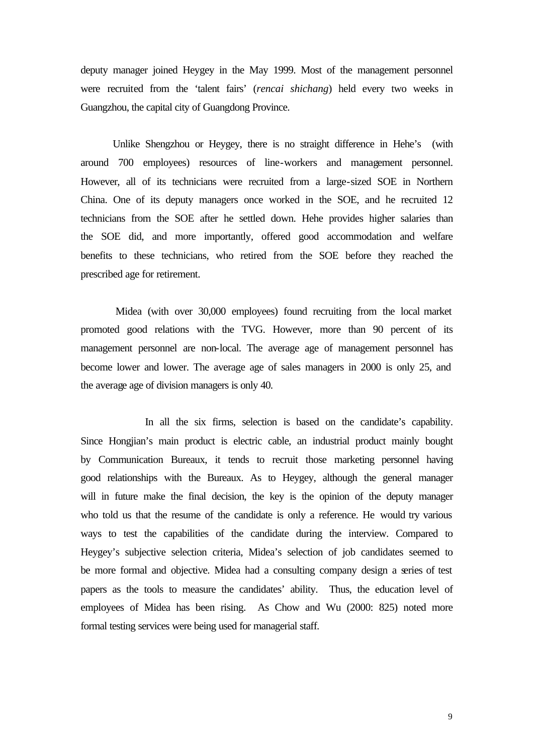deputy manager joined Heygey in the May 1999. Most of the management personnel were recruited from the 'talent fairs' (*rencai shichang*) held every two weeks in Guangzhou, the capital city of Guangdong Province.

Unlike Shengzhou or Heygey, there is no straight difference in Hehe's (with around 700 employees) resources of line-workers and management personnel. However, all of its technicians were recruited from a large-sized SOE in Northern China. One of its deputy managers once worked in the SOE, and he recruited 12 technicians from the SOE after he settled down. Hehe provides higher salaries than the SOE did, and more importantly, offered good accommodation and welfare benefits to these technicians, who retired from the SOE before they reached the prescribed age for retirement.

Midea (with over 30,000 employees) found recruiting from the local market promoted good relations with the TVG. However, more than 90 percent of its management personnel are non-local. The average age of management personnel has become lower and lower. The average age of sales managers in 2000 is only 25, and the average age of division managers is only 40.

In all the six firms, selection is based on the candidate's capability. Since Hongjian's main product is electric cable, an industrial product mainly bought by Communication Bureaux, it tends to recruit those marketing personnel having good relationships with the Bureaux. As to Heygey, although the general manager will in future make the final decision, the key is the opinion of the deputy manager who told us that the resume of the candidate is only a reference. He would try various ways to test the capabilities of the candidate during the interview. Compared to Heygey's subjective selection criteria, Midea's selection of job candidates seemed to be more formal and objective. Midea had a consulting company design a series of test papers as the tools to measure the candidates' ability. Thus, the education level of employees of Midea has been rising. As Chow and Wu (2000: 825) noted more formal testing services were being used for managerial staff.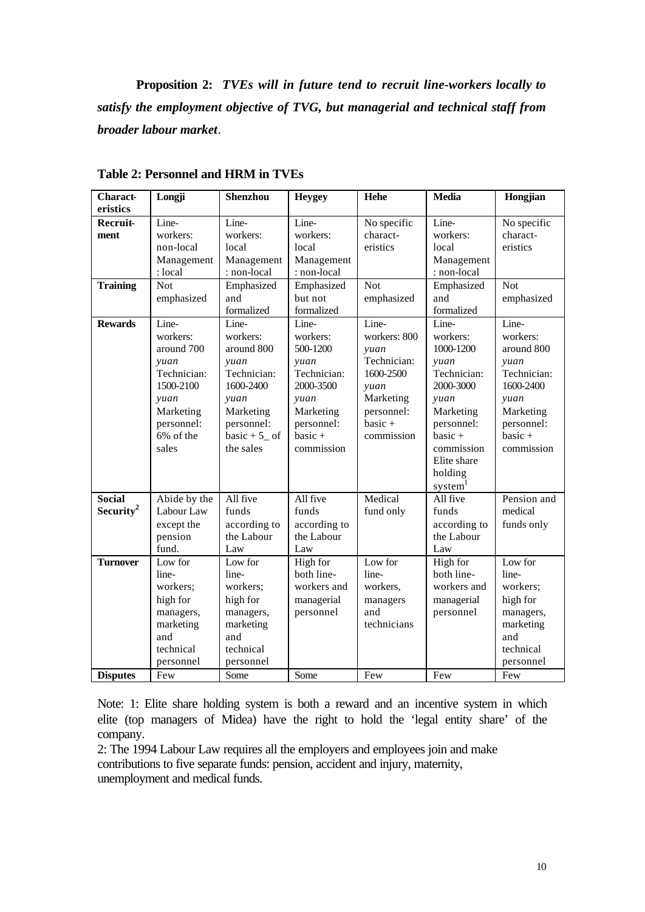**Proposition 2:** ***TVEs will in future tend to recruit line-workers locally to satisfy the employment objective of TVG, but managerial and technical staff from broader labour market***.

**Table 2: Personnel and HRM in TVEs**

| Characteristics | Longji | Shenzhou | Heygey | Hehe | Media | Hongjian |
|---|---|---|---|---|---|---|
| **Recruitment** | Line-workers: non-local Management: local | Line-workers: local Management: non-local | Line-workers: local Management: non-local | No specific characteristics | Line-workers: local Management: non-local | No specific characteristics |
| **Training** | Not emphasized | Emphasized and formalized | Emphasized but not formalized | Not emphasized | Emphasized and formalized | Not emphasized |
| **Rewards** | Line-workers: around 700 *yuan* Technician: 1500-2100 *yuan* Marketing personnel: 6% of the sales | Line-workers: around 800 *yuan* Technician: 1600-2400 *yuan* Marketing personnel: basic + 5_ of the sales | Line-workers: 500-1200 *yuan* Technician: 2000-3500 *yuan* Marketing personnel: basic + commission | Line-workers: 800 *yuan* Technician: 1600-2500 *yuan* Marketing personnel: basic + commission | Line-workers: 1000-1200 *yuan* Technician: 2000-3000 *yuan* Marketing personnel: basic + commission Elite share holding system[1] | Line-workers: around 800 *yuan* Technician: 1600-2400 *yuan* Marketing personnel: basic + commission |
| **Social Security[2]** | Abide by the Labour Law except the pension fund. | All five funds according to the Labour Law | All five funds according to the Labour Law | Medical fund only | All five funds according to the Labour Law | Pension and medical funds only |
| **Turnover** | Low for line-workers; high for managers, marketing and technical personnel | Low for line-workers; high for managers, marketing and technical personnel | High for both line-workers and managerial personnel | Low for line-workers, managers and technicians | High for both line-workers and managerial personnel | Low for line-workers; high for managers, marketing and technical personnel |
| **Disputes** | Few | Some | Some | Few | Few | Few |

Note: 1: Elite share holding system is both a reward and an incentive system in which elite (top managers of Midea) have the right to hold the 'legal entity share' of the company.
2: The 1994 Labour Law requires all the employers and employees join and make contributions to five separate funds: pension, accident and injury, maternity, unemployment and medical funds.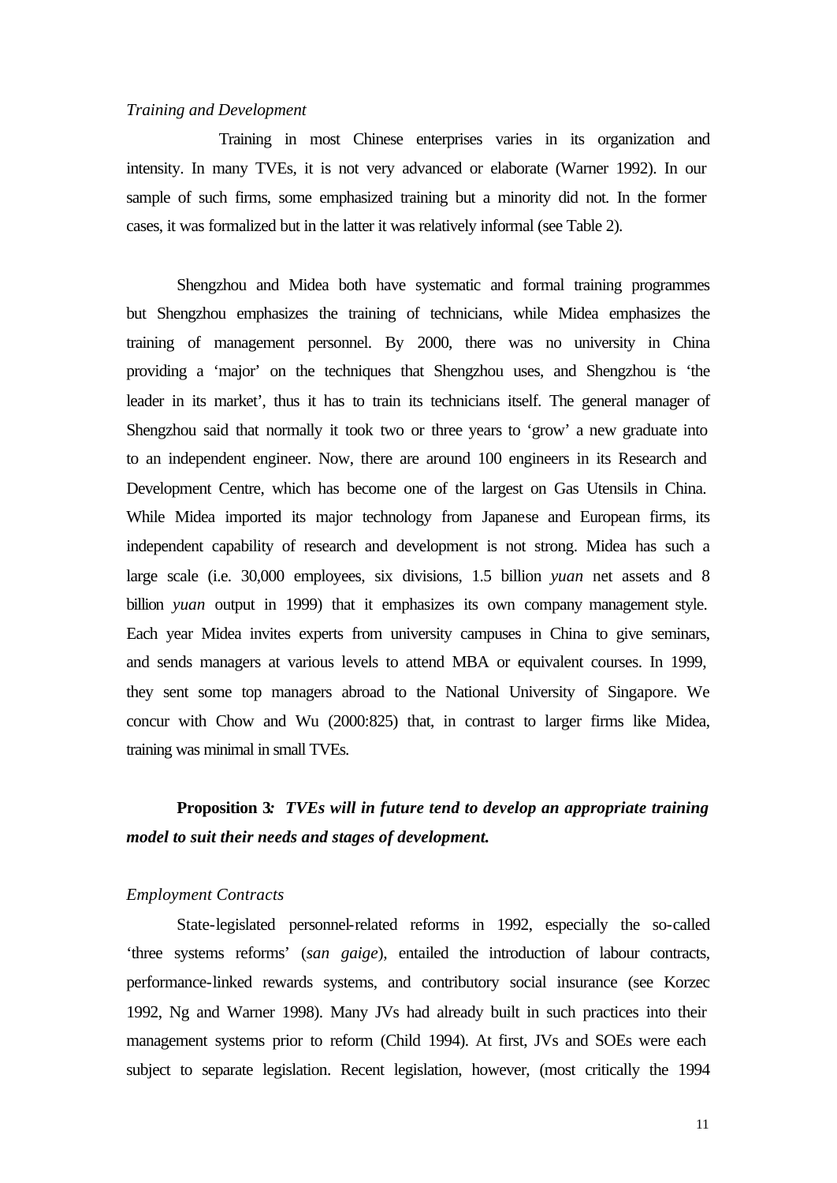*Training and Development*

Training in most Chinese enterprises varies in its organization and intensity. In many TVEs, it is not very advanced or elaborate (Warner 1992). In our sample of such firms, some emphasized training but a minority did not. In the former cases, it was formalized but in the latter it was relatively informal (see Table 2).

Shengzhou and Midea both have systematic and formal training programmes but Shengzhou emphasizes the training of technicians, while Midea emphasizes the training of management personnel. By 2000, there was no university in China providing a 'major' on the techniques that Shengzhou uses, and Shengzhou is 'the leader in its market', thus it has to train its technicians itself. The general manager of Shengzhou said that normally it took two or three years to 'grow' a new graduate into to an independent engineer. Now, there are around 100 engineers in its Research and Development Centre, which has become one of the largest on Gas Utensils in China. While Midea imported its major technology from Japanese and European firms, its independent capability of research and development is not strong. Midea has such a large scale (i.e. 30,000 employees, six divisions, 1.5 billion *yuan* net assets and 8 billion *yuan* output in 1999) that it emphasizes its own company management style. Each year Midea invites experts from university campuses in China to give seminars, and sends managers at various levels to attend MBA or equivalent courses. In 1999, they sent some top managers abroad to the National University of Singapore. We concur with Chow and Wu (2000:825) that, in contrast to larger firms like Midea, training was minimal in small TVEs.

**Proposition 3*: TVEs will in future tend to develop an appropriate training model to suit their needs and stages of development.***

*Employment Contracts*

State-legislated personnel-related reforms in 1992, especially the so-called 'three systems reforms' (*san gaige*), entailed the introduction of labour contracts, performance-linked rewards systems, and contributory social insurance (see Korzec 1992, Ng and Warner 1998). Many JVs had already built in such practices into their management systems prior to reform (Child 1994). At first, JVs and SOEs were each subject to separate legislation. Recent legislation, however, (most critically the 1994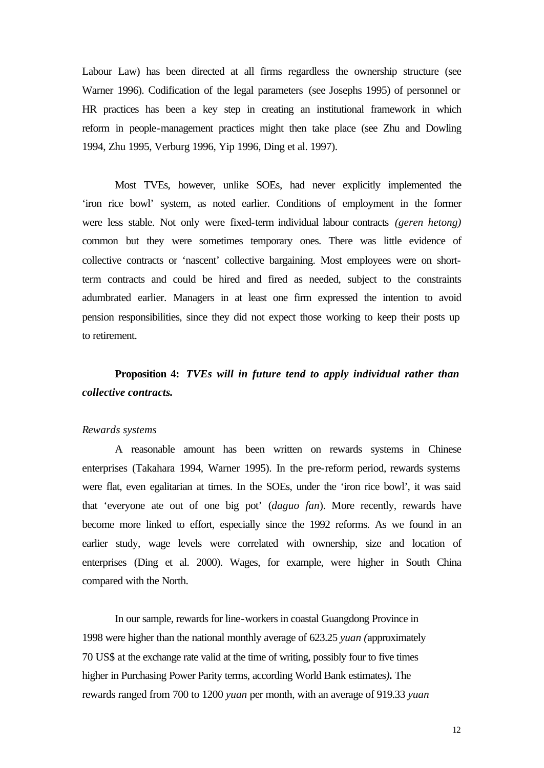Labour Law) has been directed at all firms regardless the ownership structure (see Warner 1996). Codification of the legal parameters (see Josephs 1995) of personnel or HR practices has been a key step in creating an institutional framework in which reform in people-management practices might then take place (see Zhu and Dowling 1994, Zhu 1995, Verburg 1996, Yip 1996, Ding et al. 1997).

Most TVEs, however, unlike SOEs, had never explicitly implemented the 'iron rice bowl' system, as noted earlier. Conditions of employment in the former were less stable. Not only were fixed-term individual labour contracts *(geren hetong)* common but they were sometimes temporary ones. There was little evidence of collective contracts or 'nascent' collective bargaining. Most employees were on short-term contracts and could be hired and fired as needed, subject to the constraints adumbrated earlier. Managers in at least one firm expressed the intention to avoid pension responsibilities, since they did not expect those working to keep their posts up to retirement.

**Proposition 4:** ***TVEs will in future tend to apply individual rather than collective contracts.***

*Rewards systems*

A reasonable amount has been written on rewards systems in Chinese enterprises (Takahara 1994, Warner 1995). In the pre-reform period, rewards systems were flat, even egalitarian at times. In the SOEs, under the 'iron rice bowl', it was said that 'everyone ate out of one big pot' (*daguo fan*). More recently, rewards have become more linked to effort, especially since the 1992 reforms. As we found in an earlier study, wage levels were correlated with ownership, size and location of enterprises (Ding et al. 2000). Wages, for example, were higher in South China compared with the North.

In our sample, rewards for line-workers in coastal Guangdong Province in 1998 were higher than the national monthly average of 623.25 *yuan (*approximately 70 US$ at the exchange rate valid at the time of writing, possibly four to five times higher in Purchasing Power Parity terms, according World Bank estimates*)***.** The rewards ranged from 700 to 1200 *yuan* per month, with an average of 919.33 *yuan*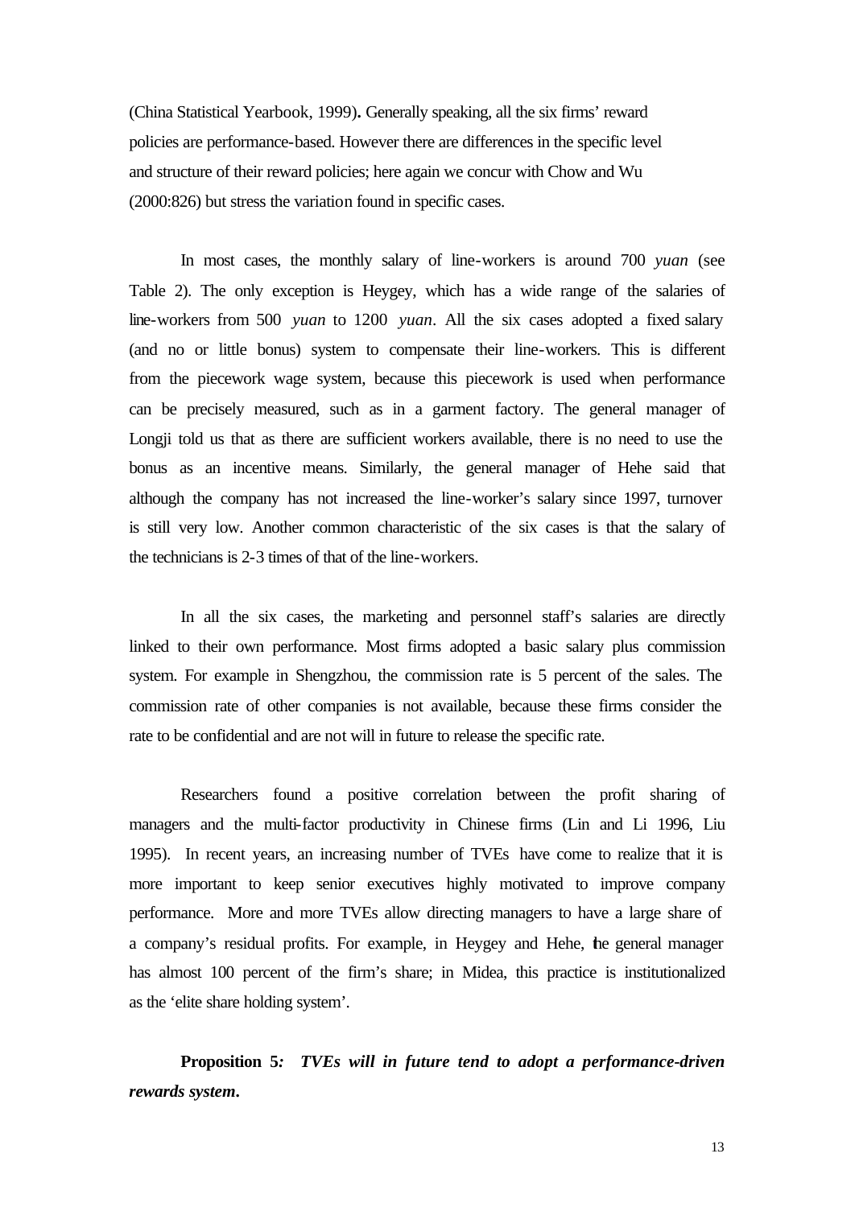(China Statistical Yearbook, 1999)**.** Generally speaking, all the six firms' reward policies are performance-based. However there are differences in the specific level and structure of their reward policies; here again we concur with Chow and Wu (2000:826) but stress the variation found in specific cases.

In most cases, the monthly salary of line-workers is around 700 *yuan* (see Table 2). The only exception is Heygey, which has a wide range of the salaries of line-workers from 500 *yuan* to 1200 *yuan*. All the six cases adopted a fixed salary (and no or little bonus) system to compensate their line-workers. This is different from the piecework wage system, because this piecework is used when performance can be precisely measured, such as in a garment factory. The general manager of Longji told us that as there are sufficient workers available, there is no need to use the bonus as an incentive means. Similarly, the general manager of Hehe said that although the company has not increased the line-worker's salary since 1997, turnover is still very low. Another common characteristic of the six cases is that the salary of the technicians is 2-3 times of that of the line-workers.

In all the six cases, the marketing and personnel staff's salaries are directly linked to their own performance. Most firms adopted a basic salary plus commission system. For example in Shengzhou, the commission rate is 5 percent of the sales. The commission rate of other companies is not available, because these firms consider the rate to be confidential and are not will in future to release the specific rate.

Researchers found a positive correlation between the profit sharing of managers and the multi-factor productivity in Chinese firms (Lin and Li 1996, Liu 1995). In recent years, an increasing number of TVEs have come to realize that it is more important to keep senior executives highly motivated to improve company performance. More and more TVEs allow directing managers to have a large share of a company's residual profits. For example, in Heygey and Hehe, the general manager has almost 100 percent of the firm's share; in Midea, this practice is institutionalized as the 'elite share holding system'.

**Proposition 5*:* *TVEs will in future tend to adopt a performance-driven rewards system*.**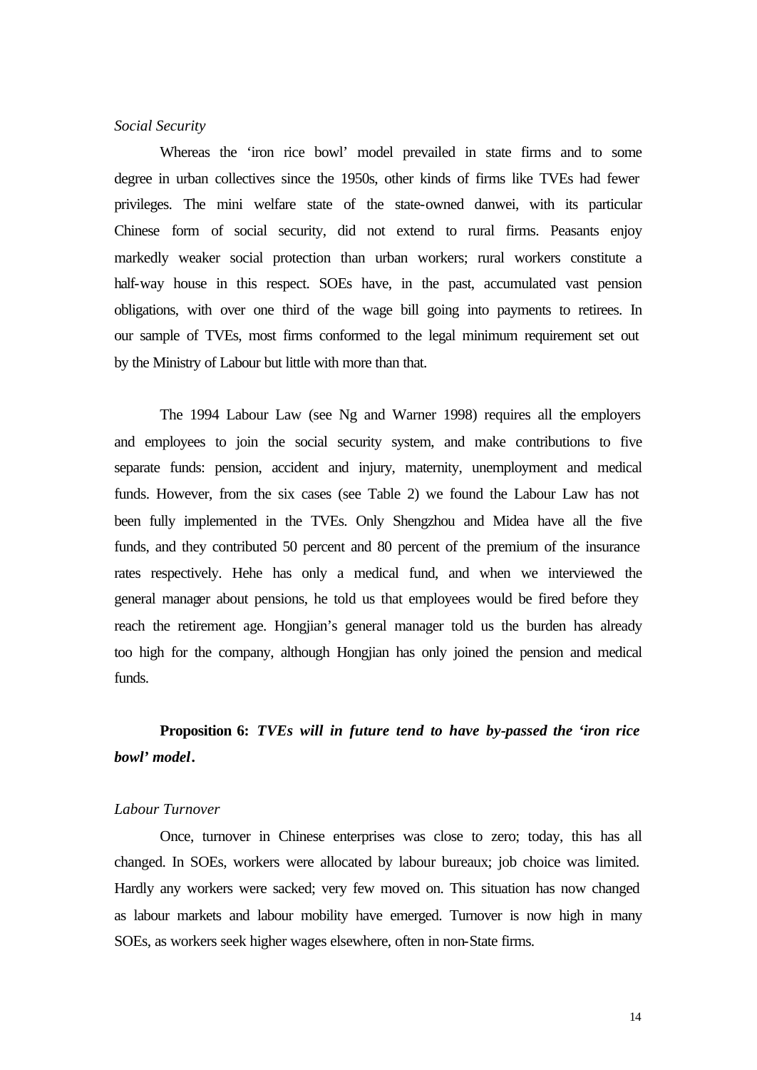*Social Security*

Whereas the 'iron rice bowl' model prevailed in state firms and to some degree in urban collectives since the 1950s, other kinds of firms like TVEs had fewer privileges. The mini welfare state of the state-owned danwei, with its particular Chinese form of social security, did not extend to rural firms. Peasants enjoy markedly weaker social protection than urban workers; rural workers constitute a half-way house in this respect. SOEs have, in the past, accumulated vast pension obligations, with over one third of the wage bill going into payments to retirees. In our sample of TVEs, most firms conformed to the legal minimum requirement set out by the Ministry of Labour but little with more than that.

The 1994 Labour Law (see Ng and Warner 1998) requires all the employers and employees to join the social security system, and make contributions to five separate funds: pension, accident and injury, maternity, unemployment and medical funds. However, from the six cases (see Table 2) we found the Labour Law has not been fully implemented in the TVEs. Only Shengzhou and Midea have all the five funds, and they contributed 50 percent and 80 percent of the premium of the insurance rates respectively. Hehe has only a medical fund, and when we interviewed the general manager about pensions, he told us that employees would be fired before they reach the retirement age. Hongjian's general manager told us the burden has already too high for the company, although Hongjian has only joined the pension and medical funds.

**Proposition 6:** ***TVEs will in future tend to have by-passed the 'iron rice bowl' model.***

*Labour Turnover*

Once, turnover in Chinese enterprises was close to zero; today, this has all changed. In SOEs, workers were allocated by labour bureaux; job choice was limited. Hardly any workers were sacked; very few moved on. This situation has now changed as labour markets and labour mobility have emerged. Turnover is now high in many SOEs, as workers seek higher wages elsewhere, often in non-State firms.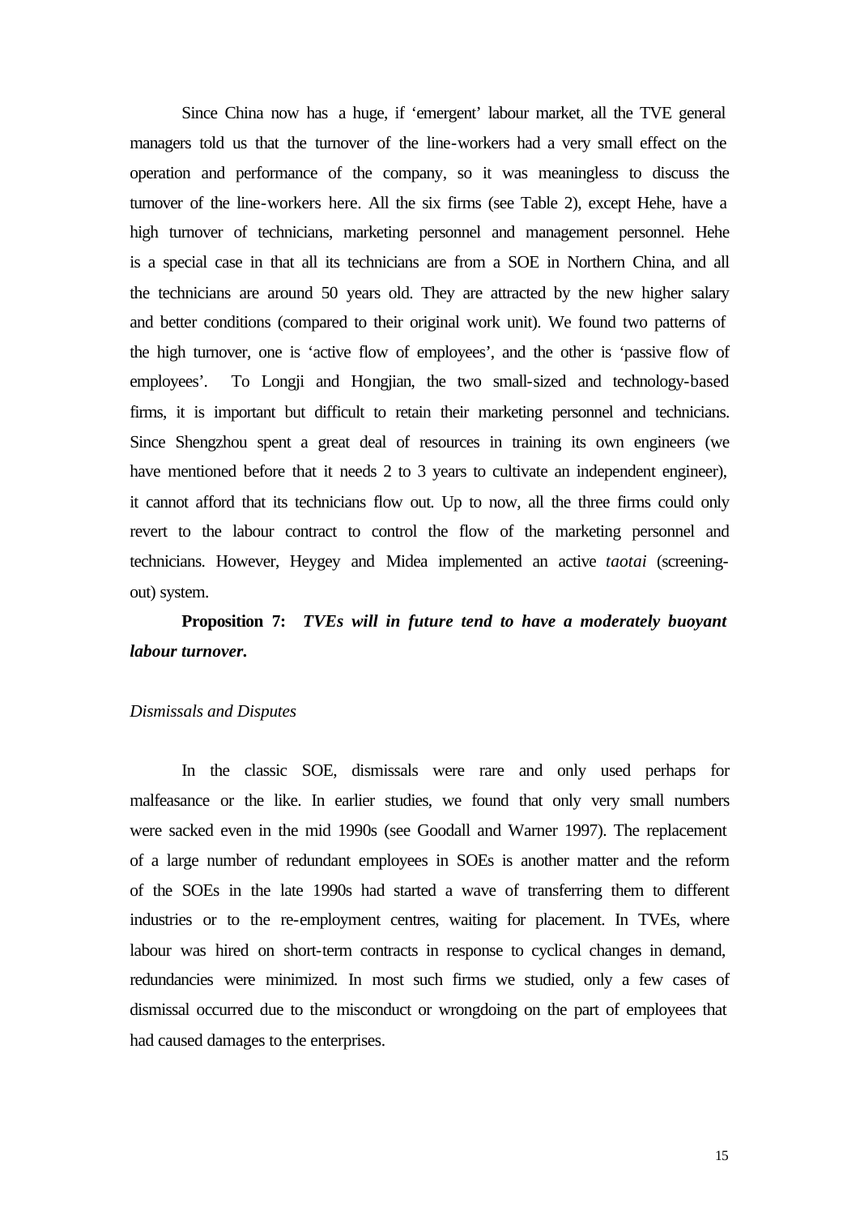Since China now has a huge, if 'emergent' labour market, all the TVE general managers told us that the turnover of the line-workers had a very small effect on the operation and performance of the company, so it was meaningless to discuss the turnover of the line-workers here. All the six firms (see Table 2), except Hehe, have a high turnover of technicians, marketing personnel and management personnel. Hehe is a special case in that all its technicians are from a SOE in Northern China, and all the technicians are around 50 years old. They are attracted by the new higher salary and better conditions (compared to their original work unit). We found two patterns of the high turnover, one is 'active flow of employees', and the other is 'passive flow of employees'. To Longji and Hongjian, the two small-sized and technology-based firms, it is important but difficult to retain their marketing personnel and technicians. Since Shengzhou spent a great deal of resources in training its own engineers (we have mentioned before that it needs 2 to 3 years to cultivate an independent engineer), it cannot afford that its technicians flow out. Up to now, all the three firms could only revert to the labour contract to control the flow of the marketing personnel and technicians. However, Heygey and Midea implemented an active *taotai* (screening-out) system.

**Proposition 7:** ***TVEs will in future tend to have a moderately buoyant labour turnover.***

*Dismissals and Disputes*

In the classic SOE, dismissals were rare and only used perhaps for malfeasance or the like. In earlier studies, we found that only very small numbers were sacked even in the mid 1990s (see Goodall and Warner 1997). The replacement of a large number of redundant employees in SOEs is another matter and the reform of the SOEs in the late 1990s had started a wave of transferring them to different industries or to the re-employment centres, waiting for placement. In TVEs, where labour was hired on short-term contracts in response to cyclical changes in demand, redundancies were minimized. In most such firms we studied, only a few cases of dismissal occurred due to the misconduct or wrongdoing on the part of employees that had caused damages to the enterprises.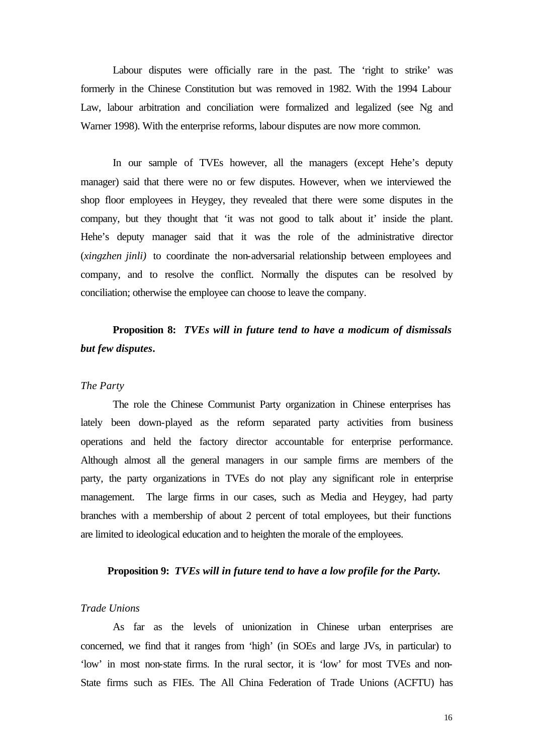Labour disputes were officially rare in the past. The 'right to strike' was formerly in the Chinese Constitution but was removed in 1982. With the 1994 Labour Law, labour arbitration and conciliation were formalized and legalized (see Ng and Warner 1998). With the enterprise reforms, labour disputes are now more common.

In our sample of TVEs however, all the managers (except Hehe's deputy manager) said that there were no or few disputes. However, when we interviewed the shop floor employees in Heygey, they revealed that there were some disputes in the company, but they thought that 'it was not good to talk about it' inside the plant. Hehe's deputy manager said that it was the role of the administrative director (*xingzhen jinli)* to coordinate the non-adversarial relationship between employees and company, and to resolve the conflict. Normally the disputes can be resolved by conciliation; otherwise the employee can choose to leave the company.

**Proposition 8:** ***TVEs will in future tend to have a modicum of dismissals but few disputes*.**

*The Party*

The role the Chinese Communist Party organization in Chinese enterprises has lately been down-played as the reform separated party activities from business operations and held the factory director accountable for enterprise performance. Although almost all the general managers in our sample firms are members of the party, the party organizations in TVEs do not play any significant role in enterprise management. The large firms in our cases, such as Media and Heygey, had party branches with a membership of about 2 percent of total employees, but their functions are limited to ideological education and to heighten the morale of the employees.

**Proposition 9:** ***TVEs will in future tend to have a low profile for the Party.***

*Trade Unions*

As far as the levels of unionization in Chinese urban enterprises are concerned, we find that it ranges from 'high' (in SOEs and large JVs, in particular) to 'low' in most non-state firms. In the rural sector, it is 'low' for most TVEs and non-State firms such as FIEs. The All China Federation of Trade Unions (ACFTU) has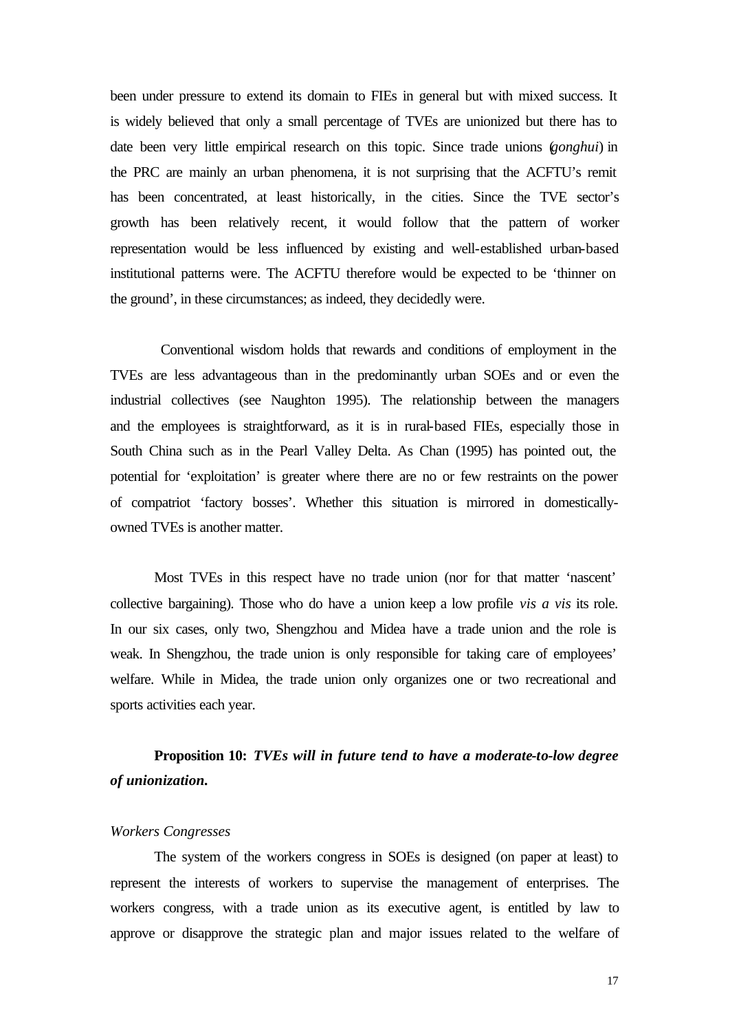been under pressure to extend its domain to FIEs in general but with mixed success. It is widely believed that only a small percentage of TVEs are unionized but there has to date been very little empirical research on this topic. Since trade unions (*gonghui*) in the PRC are mainly an urban phenomena, it is not surprising that the ACFTU's remit has been concentrated, at least historically, in the cities. Since the TVE sector's growth has been relatively recent, it would follow that the pattern of worker representation would be less influenced by existing and well-established urban-based institutional patterns were. The ACFTU therefore would be expected to be 'thinner on the ground', in these circumstances; as indeed, they decidedly were.

Conventional wisdom holds that rewards and conditions of employment in the TVEs are less advantageous than in the predominantly urban SOEs and or even the industrial collectives (see Naughton 1995). The relationship between the managers and the employees is straightforward, as it is in rural-based FIEs, especially those in South China such as in the Pearl Valley Delta. As Chan (1995) has pointed out, the potential for 'exploitation' is greater where there are no or few restraints on the power of compatriot 'factory bosses'. Whether this situation is mirrored in domestically-owned TVEs is another matter.

Most TVEs in this respect have no trade union (nor for that matter 'nascent' collective bargaining). Those who do have a union keep a low profile *vis a vis* its role. In our six cases, only two, Shengzhou and Midea have a trade union and the role is weak. In Shengzhou, the trade union is only responsible for taking care of employees' welfare. While in Midea, the trade union only organizes one or two recreational and sports activities each year.

**Proposition 10:** ***TVEs will in future tend to have a moderate-to-low degree of unionization.***

*Workers Congresses*

The system of the workers congress in SOEs is designed (on paper at least) to represent the interests of workers to supervise the management of enterprises. The workers congress, with a trade union as its executive agent, is entitled by law to approve or disapprove the strategic plan and major issues related to the welfare of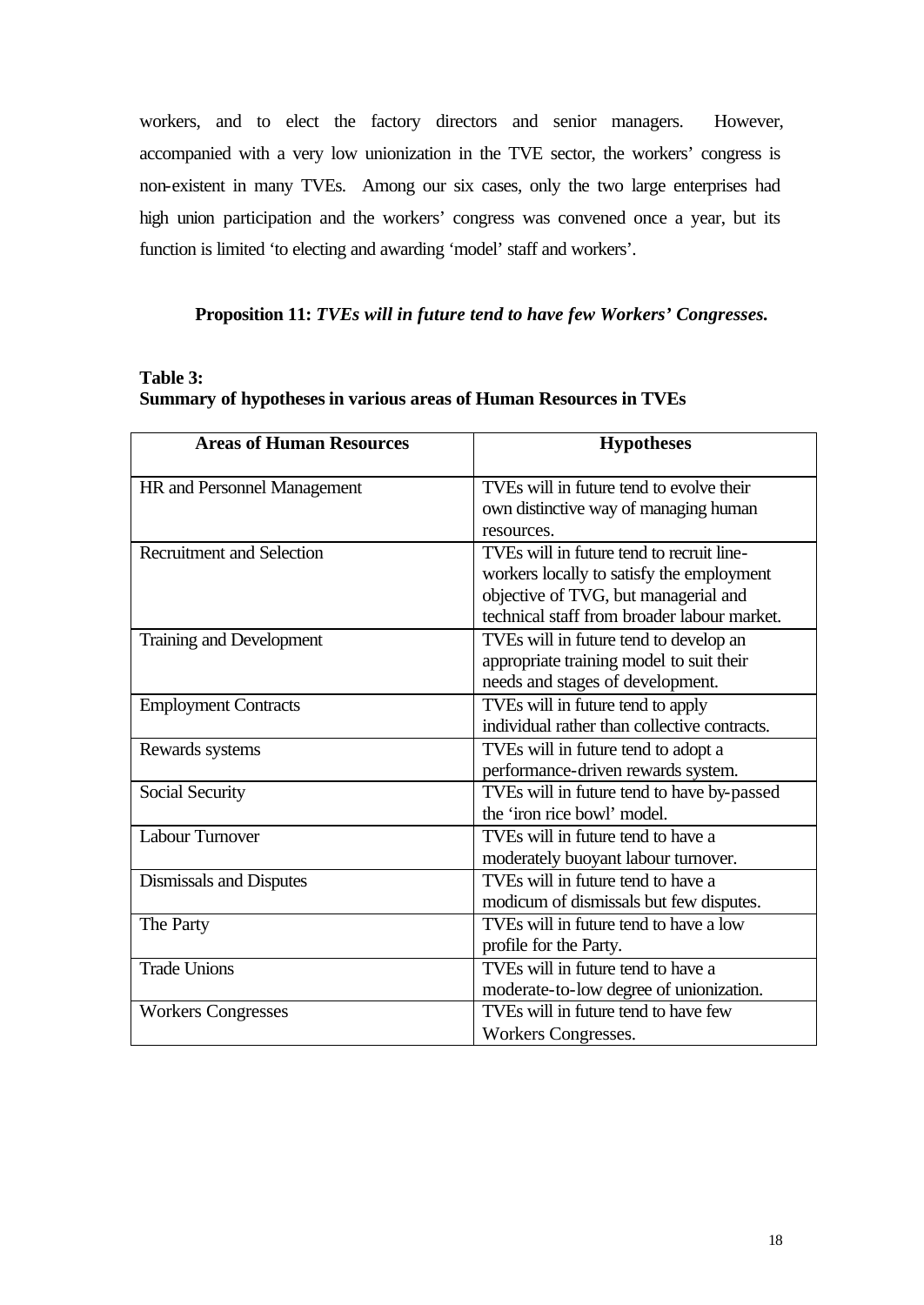workers, and to elect the factory directors and senior managers. However, accompanied with a very low unionization in the TVE sector, the workers' congress is non-existent in many TVEs. Among our six cases, only the two large enterprises had high union participation and the workers' congress was convened once a year, but its function is limited 'to electing and awarding 'model' staff and workers'.

**Proposition 11:** ***TVEs will in future tend to have few Workers' Congresses.***

**Table 3:**
**Summary of hypotheses in various areas of Human Resources in TVEs**

| Areas of Human Resources | Hypotheses |
|---|---|
| HR and Personnel Management | TVEs will in future tend to evolve their own distinctive way of managing human resources. |
| Recruitment and Selection | TVEs will in future tend to recruit line-workers locally to satisfy the employment objective of TVG, but managerial and technical staff from broader labour market. |
| Training and Development | TVEs will in future tend to develop an appropriate training model to suit their needs and stages of development. |
| Employment Contracts | TVEs will in future tend to apply individual rather than collective contracts. |
| Rewards systems | TVEs will in future tend to adopt a performance-driven rewards system. |
| Social Security | TVEs will in future tend to have by-passed the 'iron rice bowl' model. |
| Labour Turnover | TVEs will in future tend to have a moderately buoyant labour turnover. |
| Dismissals and Disputes | TVEs will in future tend to have a modicum of dismissals but few disputes. |
| The Party | TVEs will in future tend to have a low profile for the Party. |
| Trade Unions | TVEs will in future tend to have a moderate-to-low degree of unionization. |
| Workers Congresses | TVEs will in future tend to have few Workers Congresses. |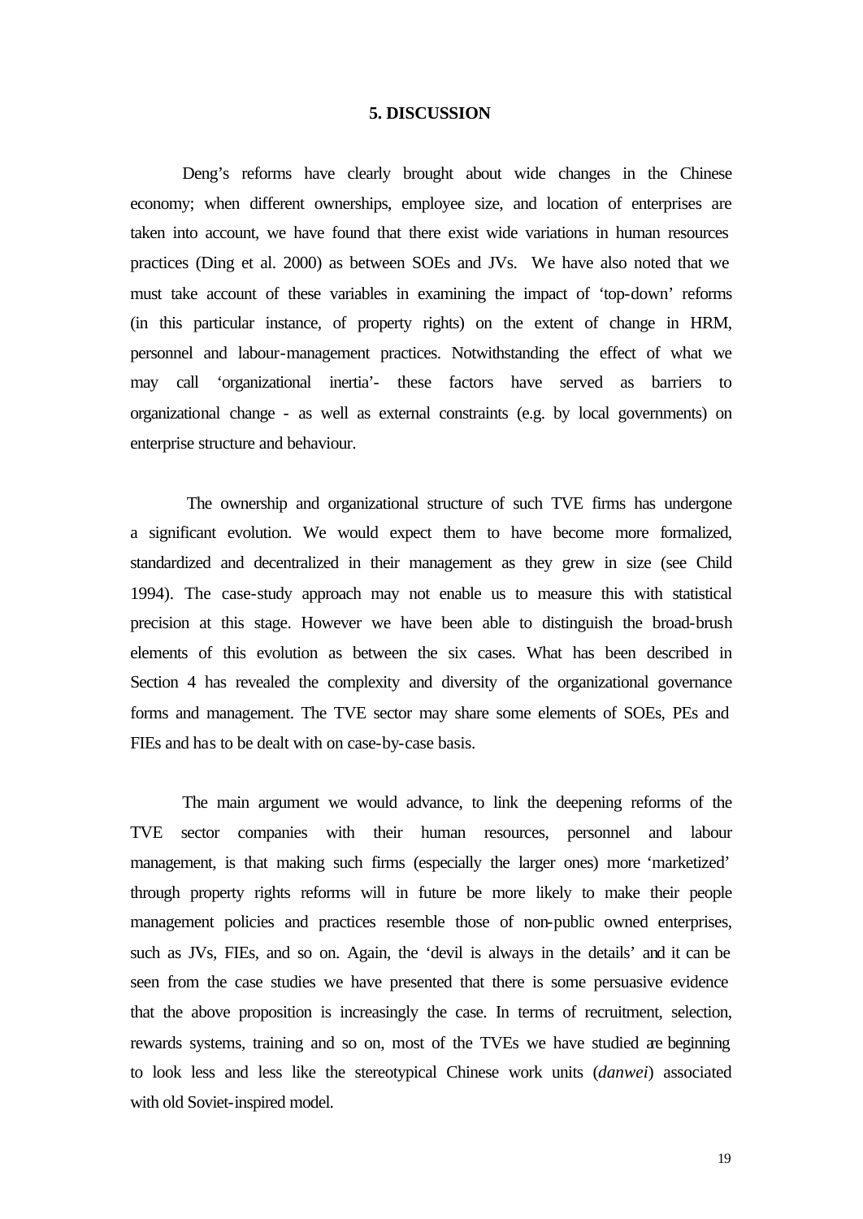## 5. DISCUSSION

Deng's reforms have clearly brought about wide changes in the Chinese economy; when different ownerships, employee size, and location of enterprises are taken into account, we have found that there exist wide variations in human resources practices (Ding et al. 2000) as between SOEs and JVs. We have also noted that we must take account of these variables in examining the impact of 'top-down' reforms (in this particular instance, of property rights) on the extent of change in HRM, personnel and labour-management practices. Notwithstanding the effect of what we may call 'organizational inertia'- these factors have served as barriers to organizational change - as well as external constraints (e.g. by local governments) on enterprise structure and behaviour.

The ownership and organizational structure of such TVE firms has undergone a significant evolution. We would expect them to have become more formalized, standardized and decentralized in their management as they grew in size (see Child 1994). The case-study approach may not enable us to measure this with statistical precision at this stage. However we have been able to distinguish the broad-brush elements of this evolution as between the six cases. What has been described in Section 4 has revealed the complexity and diversity of the organizational governance forms and management. The TVE sector may share some elements of SOEs, PEs and FIEs and has to be dealt with on case-by-case basis.

The main argument we would advance, to link the deepening reforms of the TVE sector companies with their human resources, personnel and labour management, is that making such firms (especially the larger ones) more 'marketized' through property rights reforms will in future be more likely to make their people management policies and practices resemble those of non-public owned enterprises, such as JVs, FIEs, and so on. Again, the 'devil is always in the details' and it can be seen from the case studies we have presented that there is some persuasive evidence that the above proposition is increasingly the case. In terms of recruitment, selection, rewards systems, training and so on, most of the TVEs we have studied are beginning to look less and less like the stereotypical Chinese work units (*danwei*) associated with old Soviet-inspired model.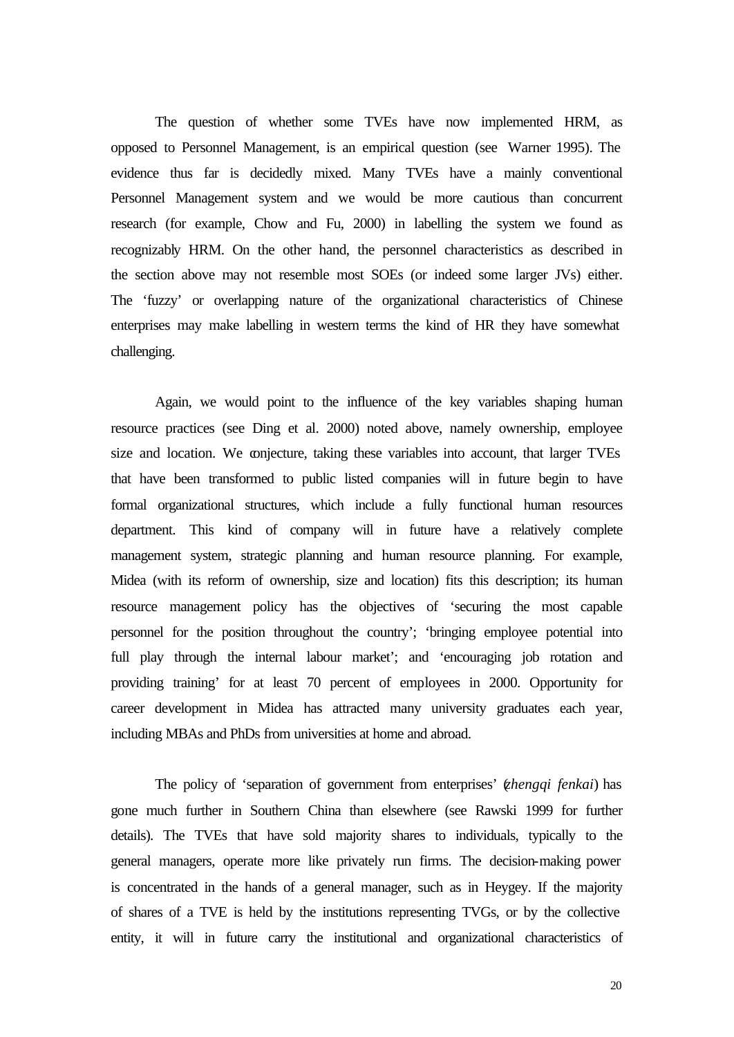The question of whether some TVEs have now implemented HRM, as opposed to Personnel Management, is an empirical question (see Warner 1995). The evidence thus far is decidedly mixed. Many TVEs have a mainly conventional Personnel Management system and we would be more cautious than concurrent research (for example, Chow and Fu, 2000) in labelling the system we found as recognizably HRM. On the other hand, the personnel characteristics as described in the section above may not resemble most SOEs (or indeed some larger JVs) either. The 'fuzzy' or overlapping nature of the organizational characteristics of Chinese enterprises may make labelling in western terms the kind of HR they have somewhat challenging.

Again, we would point to the influence of the key variables shaping human resource practices (see Ding et al. 2000) noted above, namely ownership, employee size and location. We conjecture, taking these variables into account, that larger TVEs that have been transformed to public listed companies will in future begin to have formal organizational structures, which include a fully functional human resources department. This kind of company will in future have a relatively complete management system, strategic planning and human resource planning. For example, Midea (with its reform of ownership, size and location) fits this description; its human resource management policy has the objectives of 'securing the most capable personnel for the position throughout the country'; 'bringing employee potential into full play through the internal labour market'; and 'encouraging job rotation and providing training' for at least 70 percent of employees in 2000. Opportunity for career development in Midea has attracted many university graduates each year, including MBAs and PhDs from universities at home and abroad.

The policy of 'separation of government from enterprises' (*zhengqi fenkai*) has gone much further in Southern China than elsewhere (see Rawski 1999 for further details). The TVEs that have sold majority shares to individuals, typically to the general managers, operate more like privately run firms. The decision-making power is concentrated in the hands of a general manager, such as in Heygey. If the majority of shares of a TVE is held by the institutions representing TVGs, or by the collective entity, it will in future carry the institutional and organizational characteristics of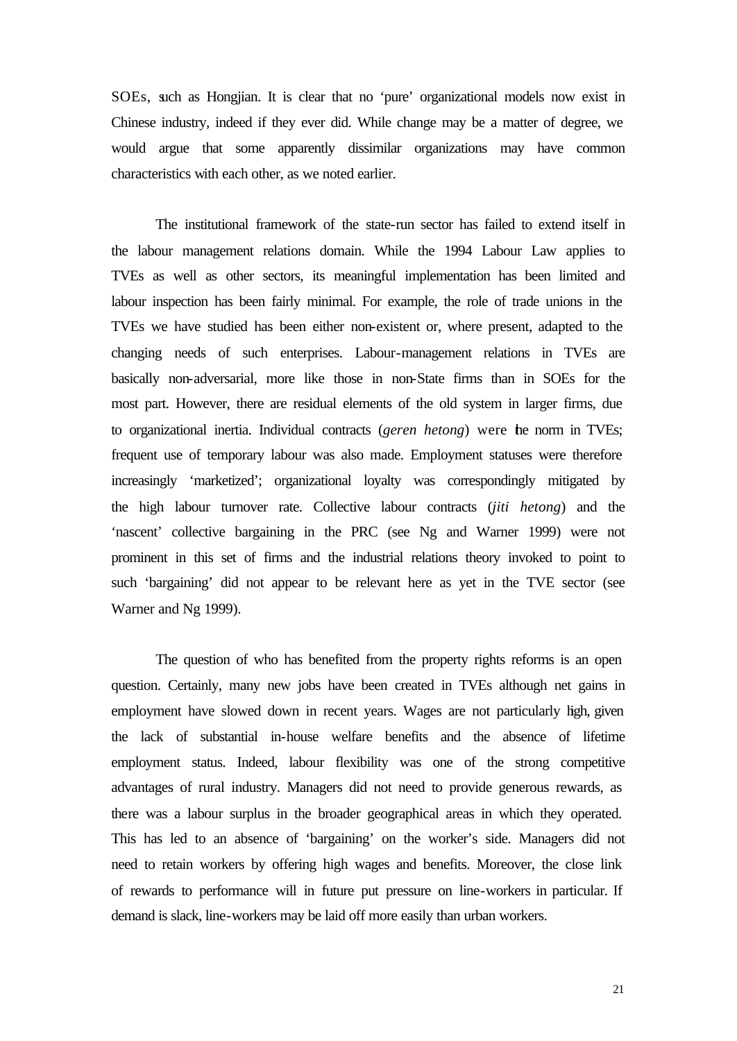SOEs, such as Hongjian. It is clear that no 'pure' organizational models now exist in Chinese industry, indeed if they ever did. While change may be a matter of degree, we would argue that some apparently dissimilar organizations may have common characteristics with each other, as we noted earlier.

The institutional framework of the state-run sector has failed to extend itself in the labour management relations domain. While the 1994 Labour Law applies to TVEs as well as other sectors, its meaningful implementation has been limited and labour inspection has been fairly minimal. For example, the role of trade unions in the TVEs we have studied has been either non-existent or, where present, adapted to the changing needs of such enterprises. Labour-management relations in TVEs are basically non-adversarial, more like those in non-State firms than in SOEs for the most part. However, there are residual elements of the old system in larger firms, due to organizational inertia. Individual contracts (*geren hetong*) were the norm in TVEs; frequent use of temporary labour was also made. Employment statuses were therefore increasingly 'marketized'; organizational loyalty was correspondingly mitigated by the high labour turnover rate. Collective labour contracts (*jiti hetong*) and the 'nascent' collective bargaining in the PRC (see Ng and Warner 1999) were not prominent in this set of firms and the industrial relations theory invoked to point to such 'bargaining' did not appear to be relevant here as yet in the TVE sector (see Warner and Ng 1999).

The question of who has benefited from the property rights reforms is an open question. Certainly, many new jobs have been created in TVEs although net gains in employment have slowed down in recent years. Wages are not particularly high, given the lack of substantial in-house welfare benefits and the absence of lifetime employment status. Indeed, labour flexibility was one of the strong competitive advantages of rural industry. Managers did not need to provide generous rewards, as there was a labour surplus in the broader geographical areas in which they operated. This has led to an absence of 'bargaining' on the worker's side. Managers did not need to retain workers by offering high wages and benefits. Moreover, the close link of rewards to performance will in future put pressure on line-workers in particular. If demand is slack, line-workers may be laid off more easily than urban workers.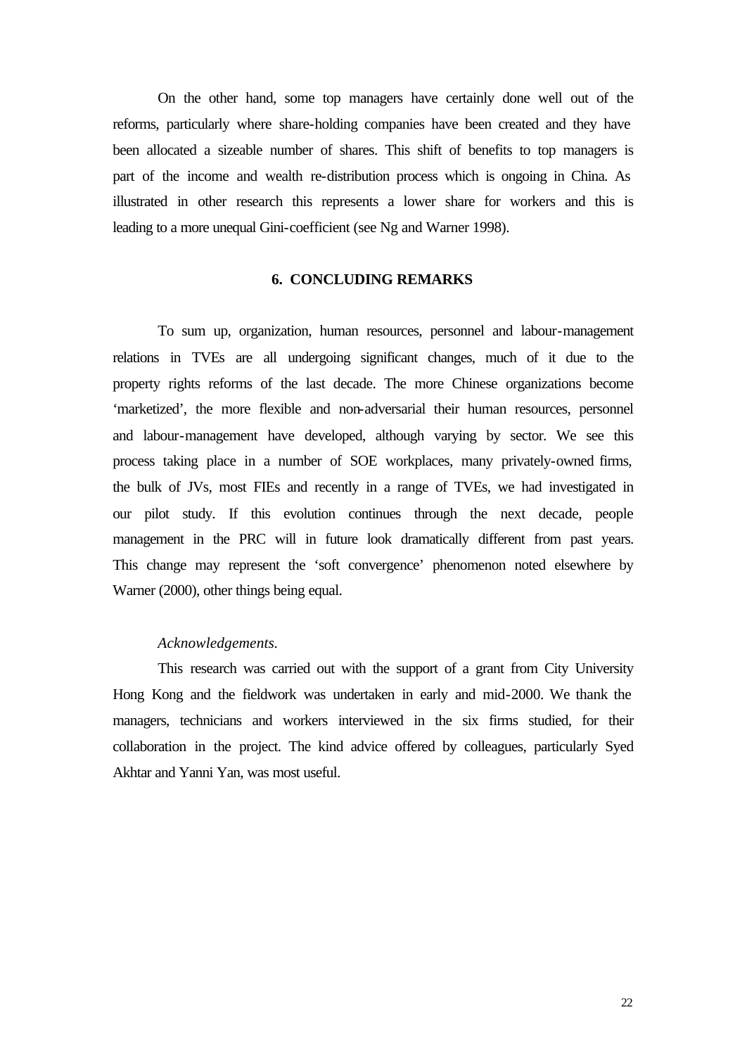On the other hand, some top managers have certainly done well out of the reforms, particularly where share-holding companies have been created and they have been allocated a sizeable number of shares. This shift of benefits to top managers is part of the income and wealth re-distribution process which is ongoing in China. As illustrated in other research this represents a lower share for workers and this is leading to a more unequal Gini-coefficient (see Ng and Warner 1998).

## 6. CONCLUDING REMARKS

To sum up, organization, human resources, personnel and labour-management relations in TVEs are all undergoing significant changes, much of it due to the property rights reforms of the last decade. The more Chinese organizations become 'marketized', the more flexible and non-adversarial their human resources, personnel and labour-management have developed, although varying by sector. We see this process taking place in a number of SOE workplaces, many privately-owned firms, the bulk of JVs, most FIEs and recently in a range of TVEs, we had investigated in our pilot study. If this evolution continues through the next decade, people management in the PRC will in future look dramatically different from past years. This change may represent the 'soft convergence' phenomenon noted elsewhere by Warner (2000), other things being equal.

*Acknowledgements.*

This research was carried out with the support of a grant from City University Hong Kong and the fieldwork was undertaken in early and mid-2000. We thank the managers, technicians and workers interviewed in the six firms studied, for their collaboration in the project. The kind advice offered by colleagues, particularly Syed Akhtar and Yanni Yan, was most useful.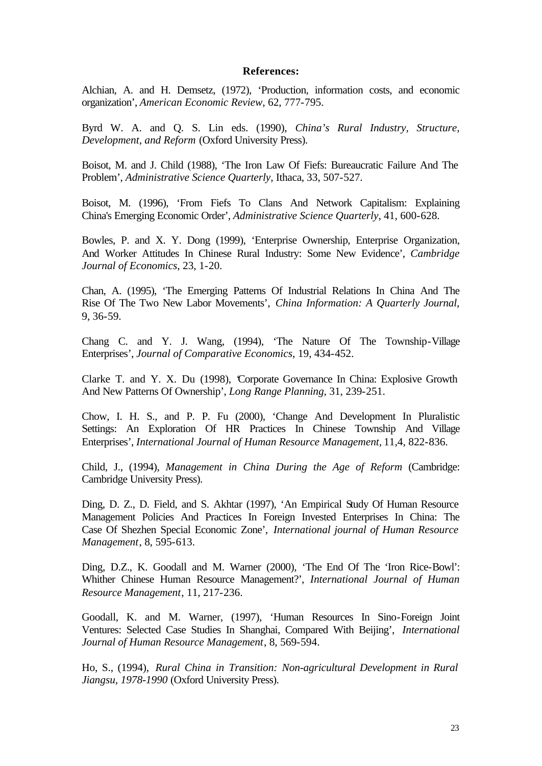**References:**

Alchian, A. and H. Demsetz, (1972), 'Production, information costs, and economic organization', *American Economic Review*, 62, 777-795.

Byrd W. A. and Q. S. Lin eds. (1990), *China's Rural Industry, Structure, Development, and Reform* (Oxford University Press).

Boisot, M. and J. Child (1988), 'The Iron Law Of Fiefs: Bureaucratic Failure And The Problem', *Administrative Science Quarterly*, Ithaca, 33, 507-527.

Boisot, M. (1996), 'From Fiefs To Clans And Network Capitalism: Explaining China's Emerging Economic Order', *Administrative Science Quarterly*, 41, 600-628.

Bowles, P. and X. Y. Dong (1999), 'Enterprise Ownership, Enterprise Organization, And Worker Attitudes In Chinese Rural Industry: Some New Evidence', *Cambridge Journal of Economics*, 23, 1-20.

Chan, A. (1995), 'The Emerging Patterns Of Industrial Relations In China And The Rise Of The Two New Labor Movements', *China Information: A Quarterly Journal*, 9, 36-59.

Chang C. and Y. J. Wang, (1994), 'The Nature Of The Township-Village Enterprises', *Journal of Comparative Economics*, 19, 434-452.

Clarke T. and Y. X. Du (1998), 'Corporate Governance In China: Explosive Growth And New Patterns Of Ownership', *Long Range Planning*, 31, 239-251.

Chow, I. H. S., and P. P. Fu (2000), 'Change And Development In Pluralistic Settings: An Exploration Of HR Practices In Chinese Township And Village Enterprises', *International Journal of Human Resource Management*, 11,4, 822-836.

Child, J., (1994), *Management in China During the Age of Reform* (Cambridge: Cambridge University Press).

Ding, D. Z., D. Field, and S. Akhtar (1997), 'An Empirical Study Of Human Resource Management Policies And Practices In Foreign Invested Enterprises In China: The Case Of Shezhen Special Economic Zone', *International journal of Human Resource Management*, 8, 595-613.

Ding, D.Z., K. Goodall and M. Warner (2000), 'The End Of The 'Iron Rice-Bowl': Whither Chinese Human Resource Management?', *International Journal of Human Resource Management*, 11, 217-236.

Goodall, K. and M. Warner, (1997), 'Human Resources In Sino-Foreign Joint Ventures: Selected Case Studies In Shanghai, Compared With Beijing', *International Journal of Human Resource Management*, 8, 569-594.

Ho, S., (1994), *Rural China in Transition: Non-agricultural Development in Rural Jiangsu, 1978-1990* (Oxford University Press).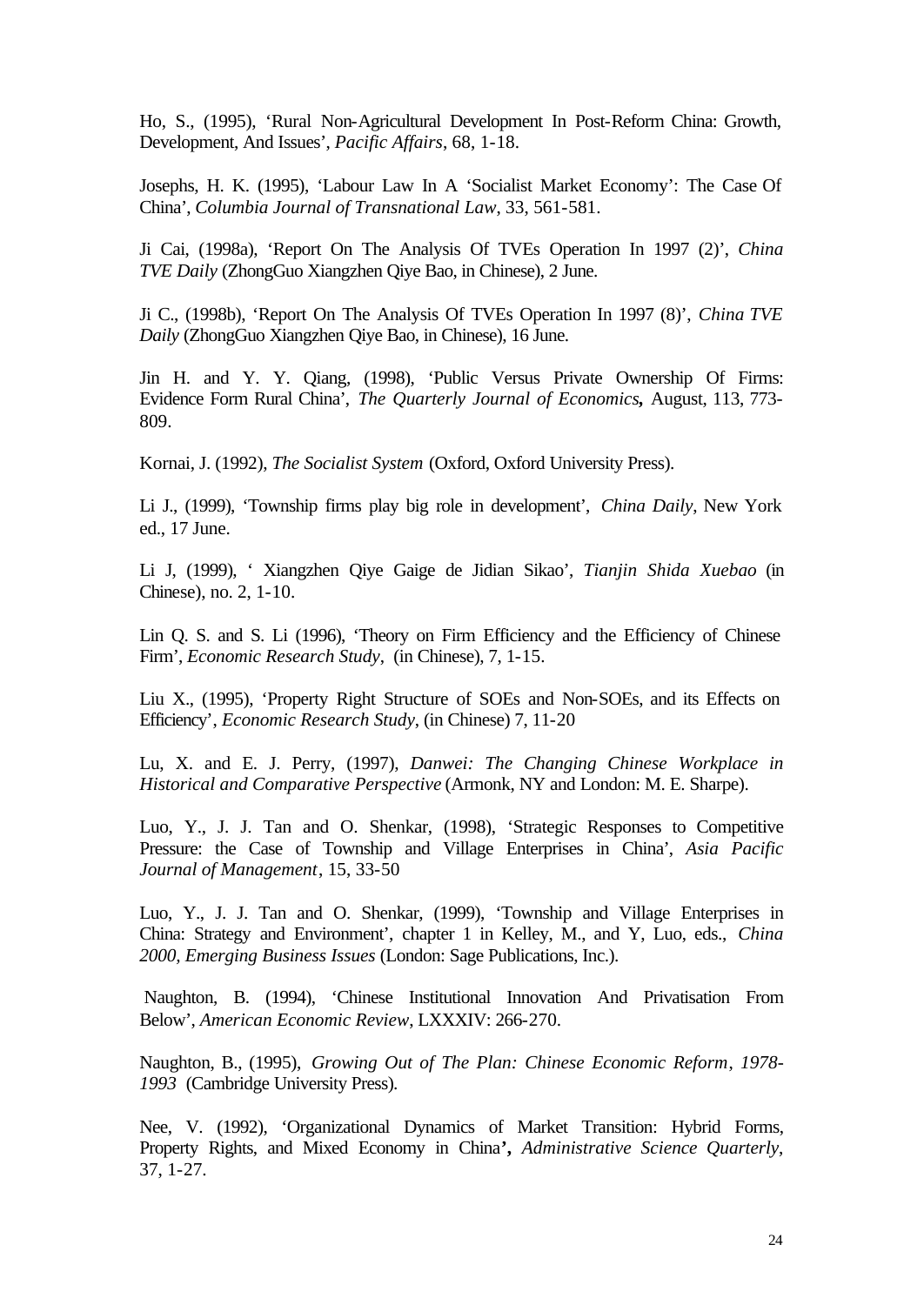Ho, S., (1995), 'Rural Non-Agricultural Development In Post-Reform China: Growth, Development, And Issues', *Pacific Affairs*, 68, 1-18.

Josephs, H. K. (1995), 'Labour Law In A 'Socialist Market Economy': The Case Of China', *Columbia Journal of Transnational Law*, 33, 561-581.

Ji Cai, (1998a), 'Report On The Analysis Of TVEs Operation In 1997 (2)', *China TVE Daily* (ZhongGuo Xiangzhen Qiye Bao, in Chinese), 2 June.

Ji C., (1998b), 'Report On The Analysis Of TVEs Operation In 1997 (8)', *China TVE Daily* (ZhongGuo Xiangzhen Qiye Bao, in Chinese), 16 June.

Jin H. and Y. Y. Qiang, (1998), 'Public Versus Private Ownership Of Firms: Evidence Form Rural China', *The Quarterly Journal of Economics***,** August, 113, 773-809.

Kornai, J. (1992), *The Socialist System* (Oxford, Oxford University Press).

Li J., (1999), 'Township firms play big role in development', *China Daily*, New York ed., 17 June.

Li J, (1999), ' Xiangzhen Qiye Gaige de Jidian Sikao', *Tianjin Shida Xuebao* (in Chinese), no. 2, 1-10.

Lin Q. S. and S. Li (1996), 'Theory on Firm Efficiency and the Efficiency of Chinese Firm', *Economic Research Study*, (in Chinese), 7, 1-15.

Liu X., (1995), 'Property Right Structure of SOEs and Non-SOEs, and its Effects on Efficiency', *Economic Research Study*, (in Chinese) 7, 11-20

Lu, X. and E. J. Perry, (1997), *Danwei: The Changing Chinese Workplace in Historical and Comparative Perspective* (Armonk, NY and London: M. E. Sharpe).

Luo, Y., J. J. Tan and O. Shenkar, (1998), 'Strategic Responses to Competitive Pressure: the Case of Township and Village Enterprises in China', *Asia Pacific Journal of Management*, 15, 33-50

Luo, Y., J. J. Tan and O. Shenkar, (1999), 'Township and Village Enterprises in China: Strategy and Environment', chapter 1 in Kelley, M., and Y, Luo, eds., *China 2000, Emerging Business Issues* (London: Sage Publications, Inc.).

Naughton, B. (1994), 'Chinese Institutional Innovation And Privatisation From Below', *American Economic Review*, LXXXIV: 266-270.

Naughton, B., (1995), *Growing Out of The Plan: Chinese Economic Reform, 1978-1993* (Cambridge University Press).

Nee, V. (1992), 'Organizational Dynamics of Market Transition: Hybrid Forms, Property Rights, and Mixed Economy in China**',** *Administrative Science Quarterly*, 37, 1-27.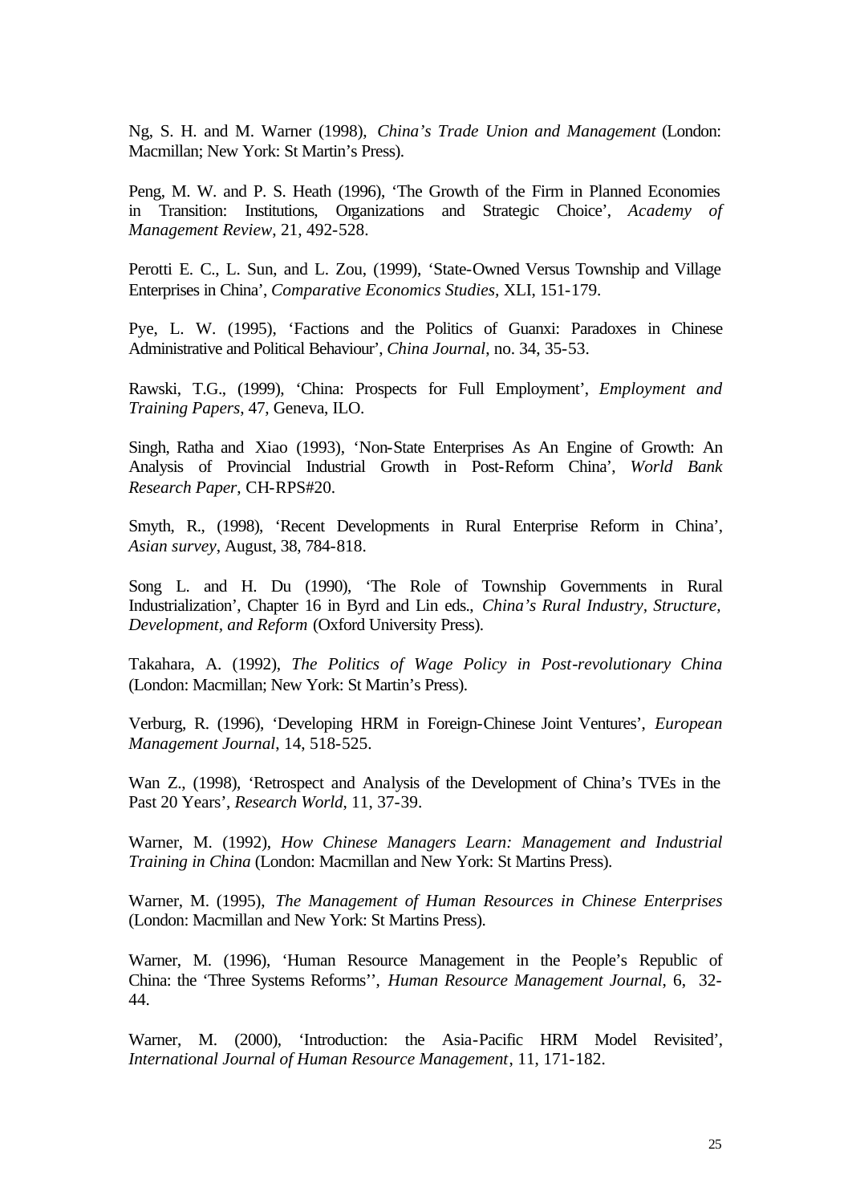Ng, S. H. and M. Warner (1998), *China's Trade Union and Management* (London: Macmillan; New York: St Martin's Press).

Peng, M. W. and P. S. Heath (1996), 'The Growth of the Firm in Planned Economies in Transition: Institutions, Organizations and Strategic Choice', *Academy of Management Review*, 21, 492-528.

Perotti E. C., L. Sun, and L. Zou, (1999), 'State-Owned Versus Township and Village Enterprises in China', *Comparative Economics Studies*, XLI, 151-179.

Pye, L. W. (1995), 'Factions and the Politics of Guanxi: Paradoxes in Chinese Administrative and Political Behaviour', *China Journal*, no. 34, 35-53.

Rawski, T.G., (1999), 'China: Prospects for Full Employment', *Employment and Training Papers*, 47, Geneva, ILO.

Singh, Ratha and Xiao (1993), 'Non-State Enterprises As An Engine of Growth: An Analysis of Provincial Industrial Growth in Post-Reform China', *World Bank Research Paper*, CH-RPS#20.

Smyth, R., (1998), 'Recent Developments in Rural Enterprise Reform in China', *Asian survey*, August, 38, 784-818.

Song L. and H. Du (1990), 'The Role of Township Governments in Rural Industrialization', Chapter 16 in Byrd and Lin eds., *China's Rural Industry, Structure, Development, and Reform* (Oxford University Press).

Takahara, A. (1992), *The Politics of Wage Policy in Post-revolutionary China* (London: Macmillan; New York: St Martin's Press).

Verburg, R. (1996), 'Developing HRM in Foreign-Chinese Joint Ventures', *European Management Journal*, 14, 518-525.

Wan Z., (1998), 'Retrospect and Analysis of the Development of China's TVEs in the Past 20 Years', *Research World*, 11, 37-39.

Warner, M. (1992), *How Chinese Managers Learn: Management and Industrial Training in China* (London: Macmillan and New York: St Martins Press).

Warner, M. (1995), *The Management of Human Resources in Chinese Enterprises* (London: Macmillan and New York: St Martins Press).

Warner, M. (1996), 'Human Resource Management in the People's Republic of China: the 'Three Systems Reforms'', *Human Resource Management Journal*, 6, 32-44.

Warner, M. (2000), 'Introduction: the Asia-Pacific HRM Model Revisited', *International Journal of Human Resource Management*, 11, 171-182.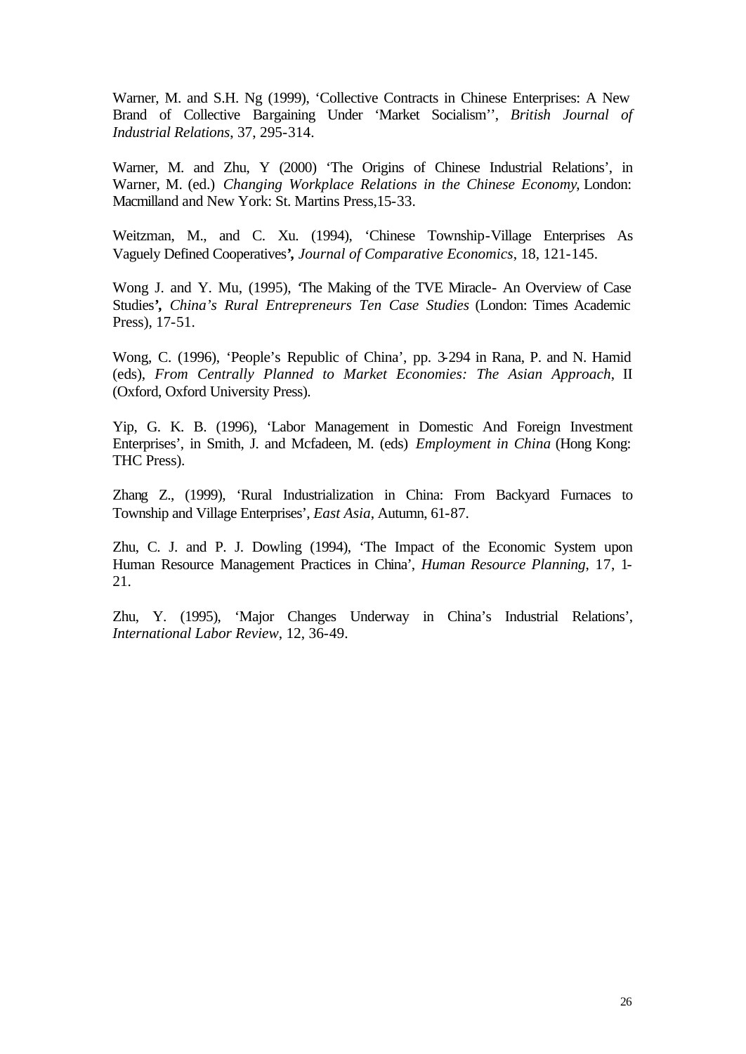Warner, M. and S.H. Ng (1999), ‘Collective Contracts in Chinese Enterprises: A New Brand of Collective Bargaining Under ‘Market Socialism’’, *British Journal of Industrial Relations*, 37, 295-314.

Warner, M. and Zhu, Y (2000) ‘The Origins of Chinese Industrial Relations’, in Warner, M. (ed.) *Changing Workplace Relations in the Chinese Economy*, London: Macmilland and New York: St. Martins Press,15-33.

Weitzman, M., and C. Xu. (1994), ‘Chinese Township-Village Enterprises As Vaguely Defined Cooperatives**’,** *Journal of Comparative Economics*, 18, 121-145.

Wong J. and Y. Mu, (1995), ‘The Making of the TVE Miracle- An Overview of Case Studies**’,** *China’s Rural Entrepreneurs Ten Case Studies* (London: Times Academic Press), 17-51.

Wong, C. (1996), ‘People’s Republic of China’, pp. 3-294 in Rana, P. and N. Hamid (eds), *From Centrally Planned to Market Economies: The Asian Approach*, II (Oxford, Oxford University Press).

Yip, G. K. B. (1996), ‘Labor Management in Domestic And Foreign Investment Enterprises’, in Smith, J. and Mcfadeen, M. (eds) *Employment in China* (Hong Kong: THC Press).

Zhang Z., (1999), ‘Rural Industrialization in China: From Backyard Furnaces to Township and Village Enterprises’, *East Asia*, Autumn, 61-87.

Zhu, C. J. and P. J. Dowling (1994), ‘The Impact of the Economic System upon Human Resource Management Practices in China’, *Human Resource Planning*, 17, 1-21.

Zhu, Y. (1995), ‘Major Changes Underway in China’s Industrial Relations’, *International Labor Review*, 12, 36-49.